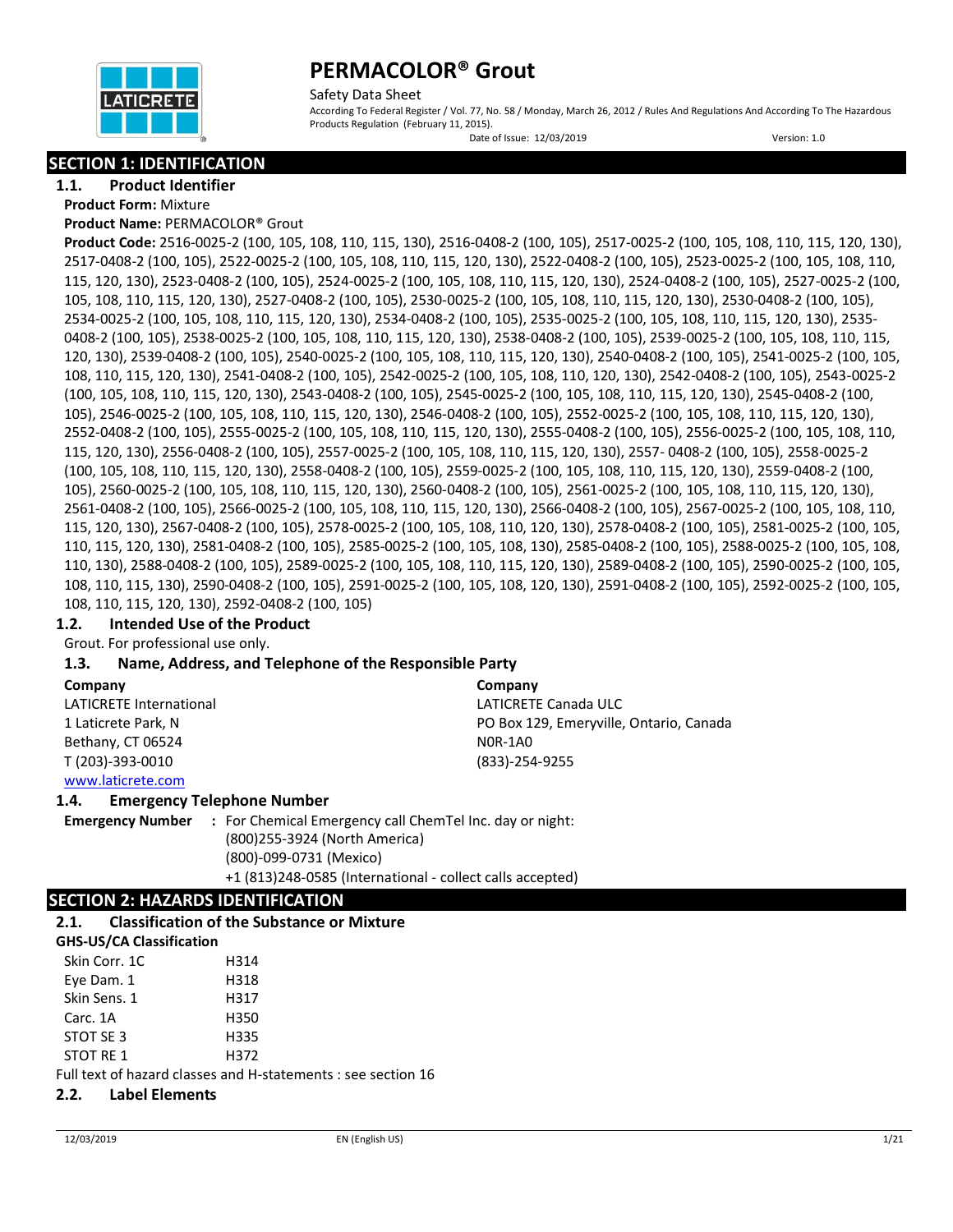# PERMACOLOR® Grout

Safety Data Sheet

According To Federal Register / Vol. 77, No. 58 / Monday, March 26, 2012 / Rules And Regulations And According To The Hazardous Products Regulation (February 11, 2015).

Date of Issue: 12/03/2019 Version: 1.0

## SECTION 1: IDENTIFICATION

### 1.1. Product Identifier

**Product Form:** Mixture

**Product Name:** PERMACOLOR® Grout

**Product Code:** 2516-0025-2 (100, 105, 108, 110, 115, 130), 2516-0408-2 (100, 105), 2517-0025-2 (100, 105, 108, 110, 115, 120, 130), 2517-0408-2 (100, 105), 2522-0025-2 (100, 105, 108, 110, 115, 120, 130), 2522-0408-2 (100, 105), 2523-0025-2 (100, 105, 108, 110, 115, 120, 130), 2523-0408-2 (100, 105), 2524-0025-2 (100, 105, 108, 110, 115, 120, 130), 2524-0408-2 (100, 105), 2527-0025-2 (100, 105, 108, 110, 115, 120, 130), 2527-0408-2 (100, 105), 2530-0025-2 (100, 105, 108, 110, 115, 120, 130), 2530-0408-2 (100, 105), 2534-0025-2 (100, 105, 108, 110, 115, 120, 130), 2534-0408-2 (100, 105), 2535-0025-2 (100, 105, 108, 110, 115, 120, 130), 2535-0408-2 (100, 105), 2538-0025-2 (100, 105, 108, 110, 115, 120, 130), 2538-0408-2 (100, 105), 2539-0025-2 (100, 105, 108, 110, 115, 120, 130), 2539-0408-2 (100, 105), 2540-0025-2 (100, 105, 108, 110, 115, 120, 130), 2540-0408-2 (100, 105), 2541-0025-2 (100, 105, 108, 110, 115, 120, 130), 2541-0408-2 (100, 105), 2542-0025-2 (100, 105, 108, 110, 120, 130), 2542-0408-2 (100, 105), 2543-0025-2 (100, 105, 108, 110, 115, 120, 130), 2543-0408-2 (100, 105), 2545-0025-2 (100, 105, 108, 110, 115, 120, 130), 2545-0408-2 (100, 105), 2546-0025-2 (100, 105, 108, 110, 115, 120, 130), 2546-0408-2 (100, 105), 2552-0025-2 (100, 105, 108, 110, 115, 120, 130), 2552-0408-2 (100, 105), 2555-0025-2 (100, 105, 108, 110, 115, 120, 130), 2555-0408-2 (100, 105), 2556-0025-2 (100, 105, 108, 110, 115, 120, 130), 2556-0408-2 (100, 105), 2557-0025-2 (100, 105, 108, 110, 115, 120, 130), 2557- 0408-2 (100, 105), 2558-0025-2 (100, 105, 108, 110, 115, 120, 130), 2558-0408-2 (100, 105), 2559-0025-2 (100, 105, 108, 110, 115, 120, 130), 2559-0408-2 (100, 105), 2560-0025-2 (100, 105, 108, 110, 115, 120, 130), 2560-0408-2 (100, 105), 2561-0025-2 (100, 105, 108, 110, 115, 120, 130), 2561-0408-2 (100, 105), 2566-0025-2 (100, 105, 108, 110, 115, 120, 130), 2566-0408-2 (100, 105), 2567-0025-2 (100, 105, 108, 110, 115, 120, 130), 2567-0408-2 (100, 105), 2578-0025-2 (100, 105, 108, 110, 120, 130), 2578-0408-2 (100, 105), 2581-0025-2 (100, 105, 110, 115, 120, 130), 2581-0408-2 (100, 105), 2585-0025-2 (100, 105, 108, 130), 2585-0408-2 (100, 105), 2588-0025-2 (100, 105, 108, 110, 130), 2588-0408-2 (100, 105), 2589-0025-2 (100, 105, 108, 110, 115, 120, 130), 2589-0408-2 (100, 105), 2590-0025-2 (100, 105, 108, 110, 115, 130), 2590-0408-2 (100, 105), 2591-0025-2 (100, 105, 108, 120, 130), 2591-0408-2 (100, 105), 2592-0025-2 (100, 105, 108, 110, 115, 120, 130), 2592-0408-2 (100, 105)

### 1.2. Intended Use of the Product

Grout. For professional use only.

### 1.3. Name, Address, and Telephone of the Responsible Party

**Company**
LATICRETE International
1 Laticrete Park, N
Bethany, CT 06524
T (203)-393-0010
www.laticrete.com

**Company**
LATICRETE Canada ULC
PO Box 129, Emeryville, Ontario, Canada
N0R-1A0
(833)-254-9255

### 1.4. Emergency Telephone Number

**Emergency Number :** For Chemical Emergency call ChemTel Inc. day or night:
(800)255-3924 (North America)
(800)-099-0731 (Mexico)
+1 (813)248-0585 (International - collect calls accepted)

## SECTION 2: HAZARDS IDENTIFICATION

### 2.1. Classification of the Substance or Mixture

**GHS-US/CA Classification**

| | |
|---|---|
| Skin Corr. 1C | H314 |
| Eye Dam. 1 | H318 |
| Skin Sens. 1 | H317 |
| Carc. 1A | H350 |
| STOT SE 3 | H335 |
| STOT RE 1 | H372 |

Full text of hazard classes and H-statements : see section 16

### 2.2. Label Elements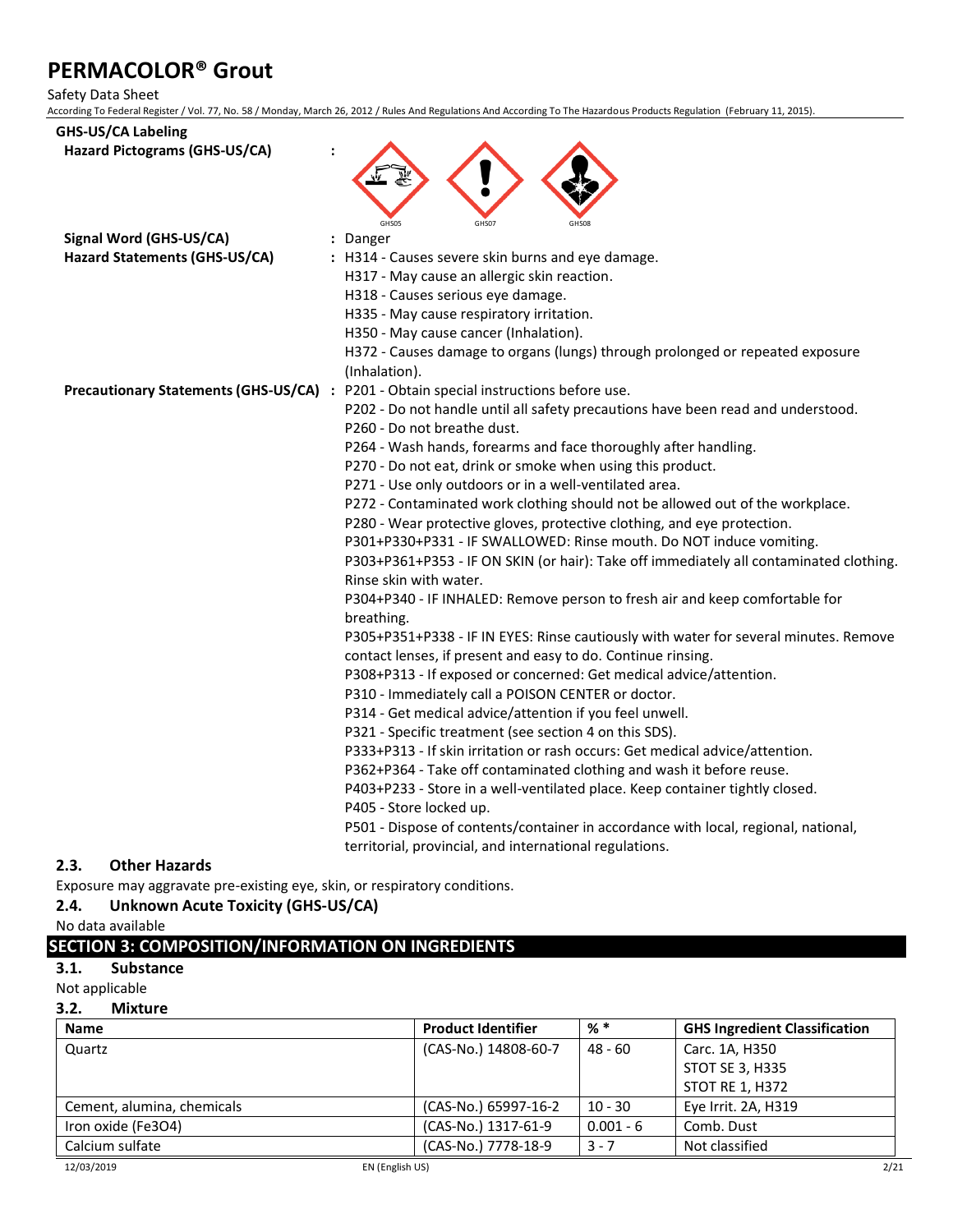GHS-US/CA Labeling

**Hazard Pictograms (GHS-US/CA)** :

GHS05 GHS07 GHS08

**Signal Word (GHS-US/CA)** : Danger

**Hazard Statements (GHS-US/CA)** :
H314 - Causes severe skin burns and eye damage.
H317 - May cause an allergic skin reaction.
H318 - Causes serious eye damage.
H335 - May cause respiratory irritation.
H350 - May cause cancer (Inhalation).
H372 - Causes damage to organs (lungs) through prolonged or repeated exposure (Inhalation).

**Precautionary Statements (GHS-US/CA)** :
P201 - Obtain special instructions before use.
P202 - Do not handle until all safety precautions have been read and understood.
P260 - Do not breathe dust.
P264 - Wash hands, forearms and face thoroughly after handling.
P270 - Do not eat, drink or smoke when using this product.
P271 - Use only outdoors or in a well-ventilated area.
P272 - Contaminated work clothing should not be allowed out of the workplace.
P280 - Wear protective gloves, protective clothing, and eye protection.
P301+P330+P331 - IF SWALLOWED: Rinse mouth. Do NOT induce vomiting.
P303+P361+P353 - IF ON SKIN (or hair): Take off immediately all contaminated clothing. Rinse skin with water.
P304+P340 - IF INHALED: Remove person to fresh air and keep comfortable for breathing.
P305+P351+P338 - IF IN EYES: Rinse cautiously with water for several minutes. Remove contact lenses, if present and easy to do. Continue rinsing.
P308+P313 - If exposed or concerned: Get medical advice/attention.
P310 - Immediately call a POISON CENTER or doctor.
P314 - Get medical advice/attention if you feel unwell.
P321 - Specific treatment (see section 4 on this SDS).
P333+P313 - If skin irritation or rash occurs: Get medical advice/attention.
P362+P364 - Take off contaminated clothing and wash it before reuse.
P403+P233 - Store in a well-ventilated place. Keep container tightly closed.
P405 - Store locked up.
P501 - Dispose of contents/container in accordance with local, regional, national, territorial, provincial, and international regulations.

### 2.3. Other Hazards

Exposure may aggravate pre-existing eye, skin, or respiratory conditions.

### 2.4. Unknown Acute Toxicity (GHS-US/CA)

No data available

## SECTION 3: COMPOSITION/INFORMATION ON INGREDIENTS

### 3.1. Substance

Not applicable

### 3.2. Mixture

| Name | Product Identifier | % * | GHS Ingredient Classification |
|---|---|---|---|
| Quartz | (CAS-No.) 14808-60-7 | 48 - 60 | Carc. 1A, H350<br>STOT SE 3, H335<br>STOT RE 1, H372 |
| Cement, alumina, chemicals | (CAS-No.) 65997-16-2 | 10 - 30 | Eye Irrit. 2A, H319 |
| Iron oxide ($Fe_3O_4$) | (CAS-No.) 1317-61-9 | 0.001 - 6 | Comb. Dust |
| Calcium sulfate | (CAS-No.) 7778-18-9 | 3 - 7 | Not classified |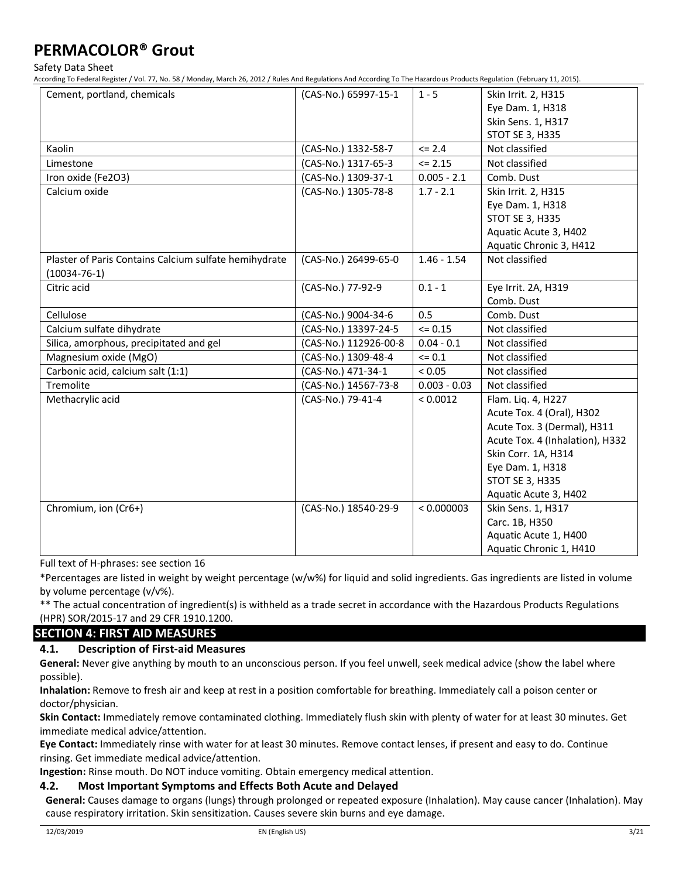| | | | |
|---|---|---|---|
| Cement, portland, chemicals | (CAS-No.) 65997-15-1 | 1 - 5 | Skin Irrit. 2, H315<br>Eye Dam. 1, H318<br>Skin Sens. 1, H317<br>STOT SE 3, H335 |
| Kaolin | (CAS-No.) 1332-58-7 | <= 2.4 | Not classified |
| Limestone | (CAS-No.) 1317-65-3 | <= 2.15 | Not classified |
| Iron oxide (Fe2O3) | (CAS-No.) 1309-37-1 | 0.005 - 2.1 | Comb. Dust |
| Calcium oxide | (CAS-No.) 1305-78-8 | 1.7 - 2.1 | Skin Irrit. 2, H315<br>Eye Dam. 1, H318<br>STOT SE 3, H335<br>Aquatic Acute 3, H402<br>Aquatic Chronic 3, H412 |
| Plaster of Paris Contains Calcium sulfate hemihydrate (10034-76-1) | (CAS-No.) 26499-65-0 | 1.46 - 1.54 | Not classified |
| Citric acid | (CAS-No.) 77-92-9 | 0.1 - 1 | Eye Irrit. 2A, H319<br>Comb. Dust |
| Cellulose | (CAS-No.) 9004-34-6 | 0.5 | Comb. Dust |
| Calcium sulfate dihydrate | (CAS-No.) 13397-24-5 | <= 0.15 | Not classified |
| Silica, amorphous, precipitated and gel | (CAS-No.) 112926-00-8 | 0.04 - 0.1 | Not classified |
| Magnesium oxide (MgO) | (CAS-No.) 1309-48-4 | <= 0.1 | Not classified |
| Carbonic acid, calcium salt (1:1) | (CAS-No.) 471-34-1 | < 0.05 | Not classified |
| Tremolite | (CAS-No.) 14567-73-8 | 0.003 - 0.03 | Not classified |
| Methacrylic acid | (CAS-No.) 79-41-4 | < 0.0012 | Flam. Liq. 4, H227<br>Acute Tox. 4 (Oral), H302<br>Acute Tox. 3 (Dermal), H311<br>Acute Tox. 4 (Inhalation), H332<br>Skin Corr. 1A, H314<br>Eye Dam. 1, H318<br>STOT SE 3, H335<br>Aquatic Acute 3, H402 |
| Chromium, ion (Cr6+) | (CAS-No.) 18540-29-9 | < 0.000003 | Skin Sens. 1, H317<br>Carc. 1B, H350<br>Aquatic Acute 1, H400<br>Aquatic Chronic 1, H410 |

Full text of H-phrases: see section 16

*Percentages are listed in weight by weight percentage (w/w%) for liquid and solid ingredients. Gas ingredients are listed in volume by volume percentage (v/v%).

** The actual concentration of ingredient(s) is withheld as a trade secret in accordance with the Hazardous Products Regulations (HPR) SOR/2015-17 and 29 CFR 1910.1200.

## SECTION 4: FIRST AID MEASURES

### 4.1. Description of First-aid Measures

**General:** Never give anything by mouth to an unconscious person. If you feel unwell, seek medical advice (show the label where possible).

**Inhalation:** Remove to fresh air and keep at rest in a position comfortable for breathing. Immediately call a poison center or doctor/physician.

**Skin Contact:** Immediately remove contaminated clothing. Immediately flush skin with plenty of water for at least 30 minutes. Get immediate medical advice/attention.

**Eye Contact:** Immediately rinse with water for at least 30 minutes. Remove contact lenses, if present and easy to do. Continue rinsing. Get immediate medical advice/attention.

**Ingestion:** Rinse mouth. Do NOT induce vomiting. Obtain emergency medical attention.

### 4.2. Most Important Symptoms and Effects Both Acute and Delayed

**General:** Causes damage to organs (lungs) through prolonged or repeated exposure (Inhalation). May cause cancer (Inhalation). May cause respiratory irritation. Skin sensitization. Causes severe skin burns and eye damage.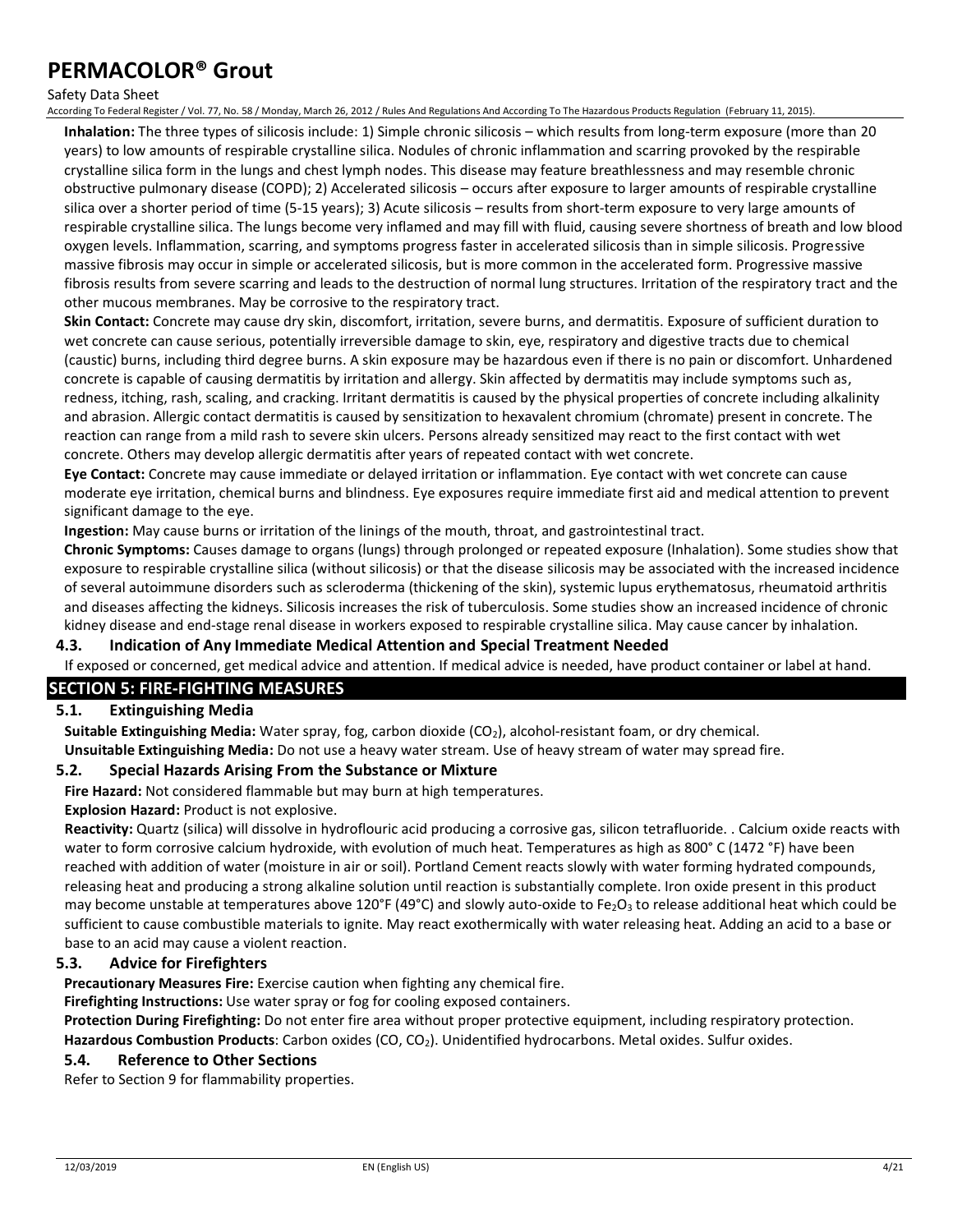**Inhalation:** The three types of silicosis include: 1) Simple chronic silicosis – which results from long-term exposure (more than 20 years) to low amounts of respirable crystalline silica. Nodules of chronic inflammation and scarring provoked by the respirable crystalline silica form in the lungs and chest lymph nodes. This disease may feature breathlessness and may resemble chronic obstructive pulmonary disease (COPD); 2) Accelerated silicosis – occurs after exposure to larger amounts of respirable crystalline silica over a shorter period of time (5-15 years); 3) Acute silicosis – results from short-term exposure to very large amounts of respirable crystalline silica. The lungs become very inflamed and may fill with fluid, causing severe shortness of breath and low blood oxygen levels. Inflammation, scarring, and symptoms progress faster in accelerated silicosis than in simple silicosis. Progressive massive fibrosis may occur in simple or accelerated silicosis, but is more common in the accelerated form. Progressive massive fibrosis results from severe scarring and leads to the destruction of normal lung structures. Irritation of the respiratory tract and the other mucous membranes. May be corrosive to the respiratory tract.

**Skin Contact:** Concrete may cause dry skin, discomfort, irritation, severe burns, and dermatitis. Exposure of sufficient duration to wet concrete can cause serious, potentially irreversible damage to skin, eye, respiratory and digestive tracts due to chemical (caustic) burns, including third degree burns. A skin exposure may be hazardous even if there is no pain or discomfort. Unhardened concrete is capable of causing dermatitis by irritation and allergy. Skin affected by dermatitis may include symptoms such as, redness, itching, rash, scaling, and cracking. Irritant dermatitis is caused by the physical properties of concrete including alkalinity and abrasion. Allergic contact dermatitis is caused by sensitization to hexavalent chromium (chromate) present in concrete. The reaction can range from a mild rash to severe skin ulcers. Persons already sensitized may react to the first contact with wet concrete. Others may develop allergic dermatitis after years of repeated contact with wet concrete.

**Eye Contact:** Concrete may cause immediate or delayed irritation or inflammation. Eye contact with wet concrete can cause moderate eye irritation, chemical burns and blindness. Eye exposures require immediate first aid and medical attention to prevent significant damage to the eye.

**Ingestion:** May cause burns or irritation of the linings of the mouth, throat, and gastrointestinal tract.

**Chronic Symptoms:** Causes damage to organs (lungs) through prolonged or repeated exposure (Inhalation). Some studies show that exposure to respirable crystalline silica (without silicosis) or that the disease silicosis may be associated with the increased incidence of several autoimmune disorders such as scleroderma (thickening of the skin), systemic lupus erythematosus, rheumatoid arthritis and diseases affecting the kidneys. Silicosis increases the risk of tuberculosis. Some studies show an increased incidence of chronic kidney disease and end-stage renal disease in workers exposed to respirable crystalline silica. May cause cancer by inhalation.

### 4.3. Indication of Any Immediate Medical Attention and Special Treatment Needed

If exposed or concerned, get medical advice and attention. If medical advice is needed, have product container or label at hand.

## SECTION 5: FIRE-FIGHTING MEASURES

### 5.1. Extinguishing Media

**Suitable Extinguishing Media:** Water spray, fog, carbon dioxide ($CO_2$), alcohol-resistant foam, or dry chemical.

**Unsuitable Extinguishing Media:** Do not use a heavy water stream. Use of heavy stream of water may spread fire.

### 5.2. Special Hazards Arising From the Substance or Mixture

**Fire Hazard:** Not considered flammable but may burn at high temperatures.

**Explosion Hazard:** Product is not explosive.

**Reactivity:** Quartz (silica) will dissolve in hydroflouric acid producing a corrosive gas, silicon tetrafluoride. . Calcium oxide reacts with water to form corrosive calcium hydroxide, with evolution of much heat. Temperatures as high as 800° C (1472 °F) have been reached with addition of water (moisture in air or soil). Portland Cement reacts slowly with water forming hydrated compounds, releasing heat and producing a strong alkaline solution until reaction is substantially complete. Iron oxide present in this product may become unstable at temperatures above 120°F (49°C) and slowly auto-oxide to $Fe_2O_3$ to release additional heat which could be sufficient to cause combustible materials to ignite. May react exothermically with water releasing heat. Adding an acid to a base or base to an acid may cause a violent reaction.

### 5.3. Advice for Firefighters

**Precautionary Measures Fire:** Exercise caution when fighting any chemical fire.

**Firefighting Instructions:** Use water spray or fog for cooling exposed containers.

**Protection During Firefighting:** Do not enter fire area without proper protective equipment, including respiratory protection.

**Hazardous Combustion Products**: Carbon oxides (CO, $CO_2$). Unidentified hydrocarbons. Metal oxides. Sulfur oxides.

### 5.4. Reference to Other Sections

Refer to Section 9 for flammability properties.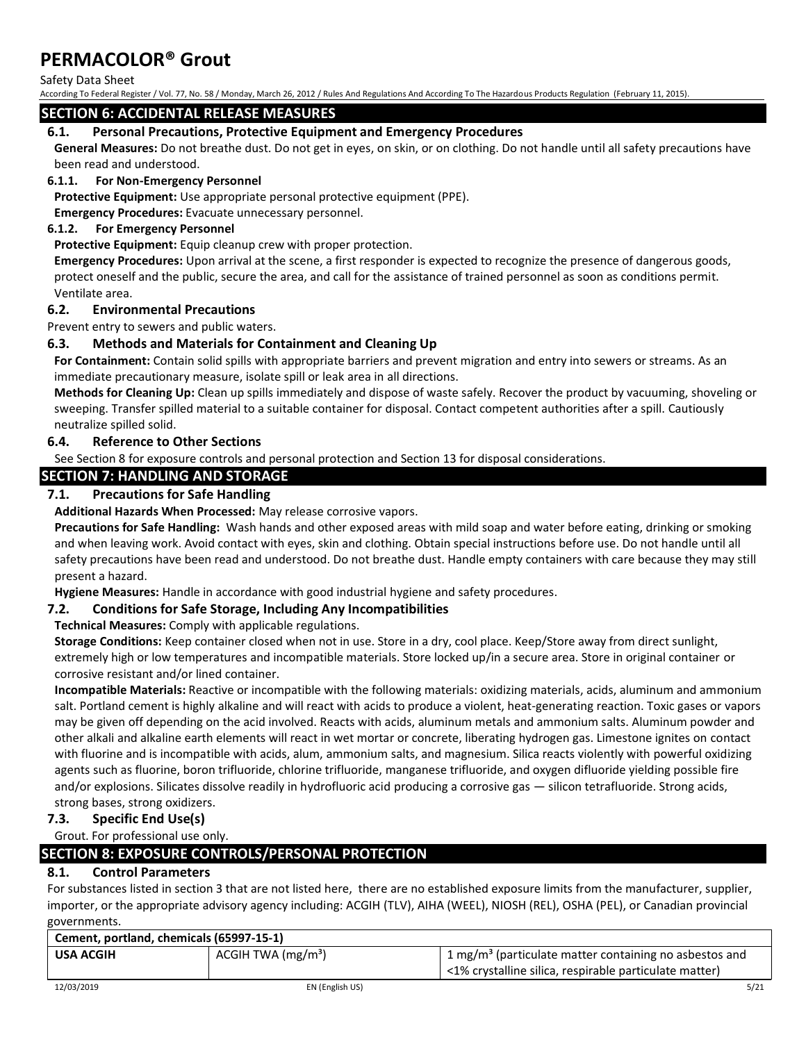## SECTION 6: ACCIDENTAL RELEASE MEASURES

### 6.1. Personal Precautions, Protective Equipment and Emergency Procedures

**General Measures:** Do not breathe dust. Do not get in eyes, on skin, or on clothing. Do not handle until all safety precautions have been read and understood.

#### 6.1.1. For Non-Emergency Personnel

**Protective Equipment:** Use appropriate personal protective equipment (PPE).

**Emergency Procedures:** Evacuate unnecessary personnel.

#### 6.1.2. For Emergency Personnel

**Protective Equipment:** Equip cleanup crew with proper protection.

**Emergency Procedures:** Upon arrival at the scene, a first responder is expected to recognize the presence of dangerous goods, protect oneself and the public, secure the area, and call for the assistance of trained personnel as soon as conditions permit. Ventilate area.

### 6.2. Environmental Precautions

Prevent entry to sewers and public waters.

### 6.3. Methods and Materials for Containment and Cleaning Up

**For Containment:** Contain solid spills with appropriate barriers and prevent migration and entry into sewers or streams. As an immediate precautionary measure, isolate spill or leak area in all directions.

**Methods for Cleaning Up:** Clean up spills immediately and dispose of waste safely. Recover the product by vacuuming, shoveling or sweeping. Transfer spilled material to a suitable container for disposal. Contact competent authorities after a spill. Cautiously neutralize spilled solid.

### 6.4. Reference to Other Sections

See Section 8 for exposure controls and personal protection and Section 13 for disposal considerations.

## SECTION 7: HANDLING AND STORAGE

### 7.1. Precautions for Safe Handling

**Additional Hazards When Processed:** May release corrosive vapors.

**Precautions for Safe Handling:** Wash hands and other exposed areas with mild soap and water before eating, drinking or smoking and when leaving work. Avoid contact with eyes, skin and clothing. Obtain special instructions before use. Do not handle until all safety precautions have been read and understood. Do not breathe dust. Handle empty containers with care because they may still present a hazard.

**Hygiene Measures:** Handle in accordance with good industrial hygiene and safety procedures.

### 7.2. Conditions for Safe Storage, Including Any Incompatibilities

**Technical Measures:** Comply with applicable regulations.

**Storage Conditions:** Keep container closed when not in use. Store in a dry, cool place. Keep/Store away from direct sunlight, extremely high or low temperatures and incompatible materials. Store locked up/in a secure area. Store in original container or corrosive resistant and/or lined container.

**Incompatible Materials:** Reactive or incompatible with the following materials: oxidizing materials, acids, aluminum and ammonium salt. Portland cement is highly alkaline and will react with acids to produce a violent, heat-generating reaction. Toxic gases or vapors may be given off depending on the acid involved. Reacts with acids, aluminum metals and ammonium salts. Aluminum powder and other alkali and alkaline earth elements will react in wet mortar or concrete, liberating hydrogen gas. Limestone ignites on contact with fluorine and is incompatible with acids, alum, ammonium salts, and magnesium. Silica reacts violently with powerful oxidizing agents such as fluorine, boron trifluoride, chlorine trifluoride, manganese trifluoride, and oxygen difluoride yielding possible fire and/or explosions. Silicates dissolve readily in hydrofluoric acid producing a corrosive gas — silicon tetrafluoride. Strong acids, strong bases, strong oxidizers.

### 7.3. Specific End Use(s)

Grout. For professional use only.

## SECTION 8: EXPOSURE CONTROLS/PERSONAL PROTECTION

### 8.1. Control Parameters

For substances listed in section 3 that are not listed here, there are no established exposure limits from the manufacturer, supplier, importer, or the appropriate advisory agency including: ACGIH (TLV), AIHA (WEEL), NIOSH (REL), OSHA (PEL), or Canadian provincial governments.

| Cement, portland, chemicals (65997-15-1) | | |
|---|---|---|
| **USA ACGIH** | ACGIH TWA (mg/m³) | 1 mg/m³ (particulate matter containing no asbestos and <1% crystalline silica, respirable particulate matter) |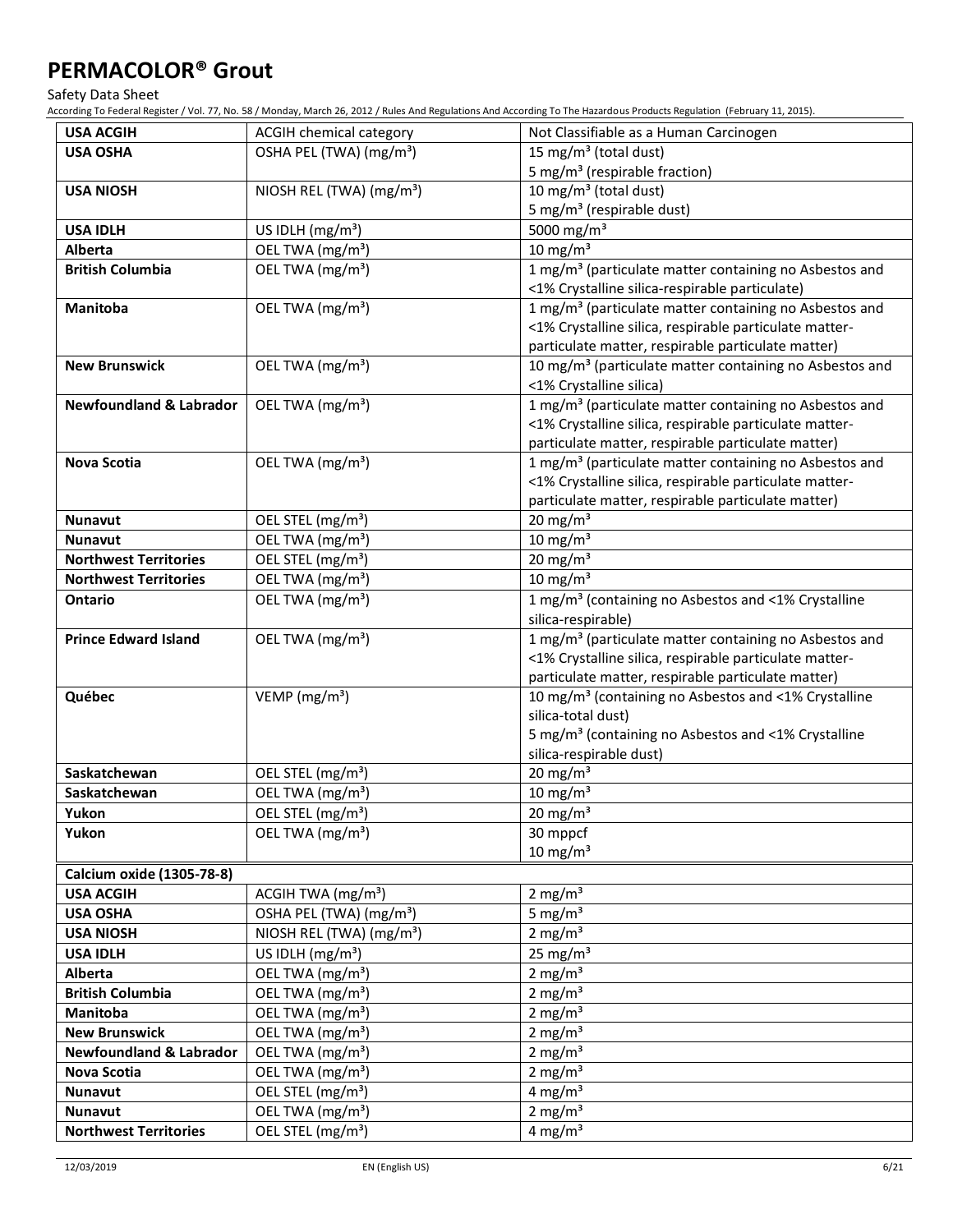| | | |
|---|---|---|
| **USA ACGIH** | ACGIH chemical category | Not Classifiable as a Human Carcinogen |
| **USA OSHA** | OSHA PEL (TWA) (mg/m³) | 15 mg/m³ (total dust)<br>5 mg/m³ (respirable fraction) |
| **USA NIOSH** | NIOSH REL (TWA) (mg/m³) | 10 mg/m³ (total dust)<br>5 mg/m³ (respirable dust) |
| **USA IDLH** | US IDLH (mg/m³) | 5000 mg/m³ |
| **Alberta** | OEL TWA (mg/m³) | 10 mg/m³ |
| **British Columbia** | OEL TWA (mg/m³) | 1 mg/m³ (particulate matter containing no Asbestos and <1% Crystalline silica-respirable particulate) |
| **Manitoba** | OEL TWA (mg/m³) | 1 mg/m³ (particulate matter containing no Asbestos and <1% Crystalline silica, respirable particulate matter-particulate matter, respirable particulate matter) |
| **New Brunswick** | OEL TWA (mg/m³) | 10 mg/m³ (particulate matter containing no Asbestos and <1% Crystalline silica) |
| **Newfoundland & Labrador** | OEL TWA (mg/m³) | 1 mg/m³ (particulate matter containing no Asbestos and <1% Crystalline silica, respirable particulate matter-particulate matter, respirable particulate matter) |
| **Nova Scotia** | OEL TWA (mg/m³) | 1 mg/m³ (particulate matter containing no Asbestos and <1% Crystalline silica, respirable particulate matter-particulate matter, respirable particulate matter) |
| **Nunavut** | OEL STEL (mg/m³) | 20 mg/m³ |
| **Nunavut** | OEL TWA (mg/m³) | 10 mg/m³ |
| **Northwest Territories** | OEL STEL (mg/m³) | 20 mg/m³ |
| **Northwest Territories** | OEL TWA (mg/m³) | 10 mg/m³ |
| **Ontario** | OEL TWA (mg/m³) | 1 mg/m³ (containing no Asbestos and <1% Crystalline silica-respirable) |
| **Prince Edward Island** | OEL TWA (mg/m³) | 1 mg/m³ (particulate matter containing no Asbestos and <1% Crystalline silica, respirable particulate matter-particulate matter, respirable particulate matter) |
| **Québec** | VEMP (mg/m³) | 10 mg/m³ (containing no Asbestos and <1% Crystalline silica-total dust)<br>5 mg/m³ (containing no Asbestos and <1% Crystalline silica-respirable dust) |
| **Saskatchewan** | OEL STEL (mg/m³) | 20 mg/m³ |
| **Saskatchewan** | OEL TWA (mg/m³) | 10 mg/m³ |
| **Yukon** | OEL STEL (mg/m³) | 20 mg/m³ |
| **Yukon** | OEL TWA (mg/m³) | 30 mppcf<br>10 mg/m³ |

| **Calcium oxide (1305-78-8)** | | |
|---|---|---|
| **USA ACGIH** | ACGIH TWA (mg/m³) | 2 mg/m³ |
| **USA OSHA** | OSHA PEL (TWA) (mg/m³) | 5 mg/m³ |
| **USA NIOSH** | NIOSH REL (TWA) (mg/m³) | 2 mg/m³ |
| **USA IDLH** | US IDLH (mg/m³) | 25 mg/m³ |
| **Alberta** | OEL TWA (mg/m³) | 2 mg/m³ |
| **British Columbia** | OEL TWA (mg/m³) | 2 mg/m³ |
| **Manitoba** | OEL TWA (mg/m³) | 2 mg/m³ |
| **New Brunswick** | OEL TWA (mg/m³) | 2 mg/m³ |
| **Newfoundland & Labrador** | OEL TWA (mg/m³) | 2 mg/m³ |
| **Nova Scotia** | OEL TWA (mg/m³) | 2 mg/m³ |
| **Nunavut** | OEL STEL (mg/m³) | 4 mg/m³ |
| **Nunavut** | OEL TWA (mg/m³) | 2 mg/m³ |
| **Northwest Territories** | OEL STEL (mg/m³) | 4 mg/m³ |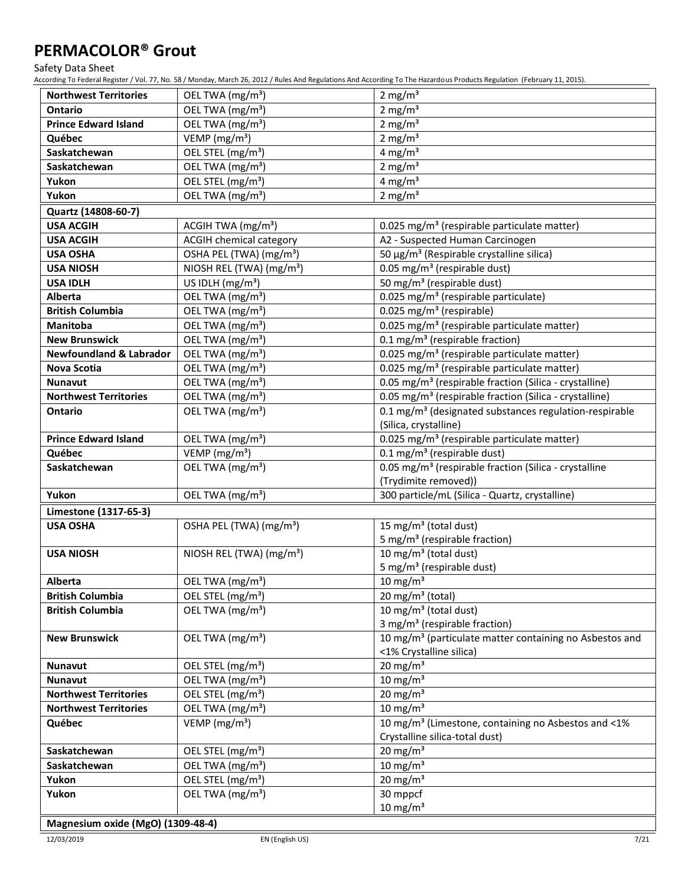| | | |
|---|---|---|
| **Northwest Territories** | OEL TWA ($mg/m^3$) | 2 $mg/m^3$ |
| **Ontario** | OEL TWA ($mg/m^3$) | 2 $mg/m^3$ |
| **Prince Edward Island** | OEL TWA ($mg/m^3$) | 2 $mg/m^3$ |
| **Québec** | VEMP ($mg/m^3$) | 2 $mg/m^3$ |
| **Saskatchewan** | OEL STEL ($mg/m^3$) | 4 $mg/m^3$ |
| **Saskatchewan** | OEL TWA ($mg/m^3$) | 2 $mg/m^3$ |
| **Yukon** | OEL STEL ($mg/m^3$) | 4 $mg/m^3$ |
| **Yukon** | OEL TWA ($mg/m^3$) | 2 $mg/m^3$ |
| **Quartz (14808-60-7)** | | |
| **USA ACGIH** | ACGIH TWA ($mg/m^3$) | 0.025 $mg/m^3$ (respirable particulate matter) |
| **USA ACGIH** | ACGIH chemical category | A2 - Suspected Human Carcinogen |
| **USA OSHA** | OSHA PEL (TWA) ($mg/m^3$) | 50 $\mu g/m^3$ (Respirable crystalline silica) |
| **USA NIOSH** | NIOSH REL (TWA) ($mg/m^3$) | 0.05 $mg/m^3$ (respirable dust) |
| **USA IDLH** | US IDLH ($mg/m^3$) | 50 $mg/m^3$ (respirable dust) |
| **Alberta** | OEL TWA ($mg/m^3$) | 0.025 $mg/m^3$ (respirable particulate) |
| **British Columbia** | OEL TWA ($mg/m^3$) | 0.025 $mg/m^3$ (respirable) |
| **Manitoba** | OEL TWA ($mg/m^3$) | 0.025 $mg/m^3$ (respirable particulate matter) |
| **New Brunswick** | OEL TWA ($mg/m^3$) | 0.1 $mg/m^3$ (respirable fraction) |
| **Newfoundland & Labrador** | OEL TWA ($mg/m^3$) | 0.025 $mg/m^3$ (respirable particulate matter) |
| **Nova Scotia** | OEL TWA ($mg/m^3$) | 0.025 $mg/m^3$ (respirable particulate matter) |
| **Nunavut** | OEL TWA ($mg/m^3$) | 0.05 $mg/m^3$ (respirable fraction (Silica - crystalline) |
| **Northwest Territories** | OEL TWA ($mg/m^3$) | 0.05 $mg/m^3$ (respirable fraction (Silica - crystalline) |
| **Ontario** | OEL TWA ($mg/m^3$) | 0.1 $mg/m^3$ (designated substances regulation-respirable (Silica, crystalline) |
| **Prince Edward Island** | OEL TWA ($mg/m^3$) | 0.025 $mg/m^3$ (respirable particulate matter) |
| **Québec** | VEMP ($mg/m^3$) | 0.1 $mg/m^3$ (respirable dust) |
| **Saskatchewan** | OEL TWA ($mg/m^3$) | 0.05 $mg/m^3$ (respirable fraction (Silica - crystalline (Trydimite removed)) |
| **Yukon** | OEL TWA ($mg/m^3$) | 300 particle/mL (Silica - Quartz, crystalline) |
| **Limestone (1317-65-3)** | | |
| **USA OSHA** | OSHA PEL (TWA) ($mg/m^3$) | 15 $mg/m^3$ (total dust)<br>5 $mg/m^3$ (respirable fraction) |
| **USA NIOSH** | NIOSH REL (TWA) ($mg/m^3$) | 10 $mg/m^3$ (total dust)<br>5 $mg/m^3$ (respirable dust) |
| **Alberta** | OEL TWA ($mg/m^3$) | 10 $mg/m^3$ |
| **British Columbia** | OEL STEL ($mg/m^3$) | 20 $mg/m^3$ (total) |
| **British Columbia** | OEL TWA ($mg/m^3$) | 10 $mg/m^3$ (total dust)<br>3 $mg/m^3$ (respirable fraction) |
| **New Brunswick** | OEL TWA ($mg/m^3$) | 10 $mg/m^3$ (particulate matter containing no Asbestos and <1% Crystalline silica) |
| **Nunavut** | OEL STEL ($mg/m^3$) | 20 $mg/m^3$ |
| **Nunavut** | OEL TWA ($mg/m^3$) | 10 $mg/m^3$ |
| **Northwest Territories** | OEL STEL ($mg/m^3$) | 20 $mg/m^3$ |
| **Northwest Territories** | OEL TWA ($mg/m^3$) | 10 $mg/m^3$ |
| **Québec** | VEMP ($mg/m^3$) | 10 $mg/m^3$ (Limestone, containing no Asbestos and <1% Crystalline silica-total dust) |
| **Saskatchewan** | OEL STEL ($mg/m^3$) | 20 $mg/m^3$ |
| **Saskatchewan** | OEL TWA ($mg/m^3$) | 10 $mg/m^3$ |
| **Yukon** | OEL STEL ($mg/m^3$) | 20 $mg/m^3$ |
| **Yukon** | OEL TWA ($mg/m^3$) | 30 mppcf<br>10 $mg/m^3$ |
| **Magnesium oxide (MgO) (1309-48-4)** | | |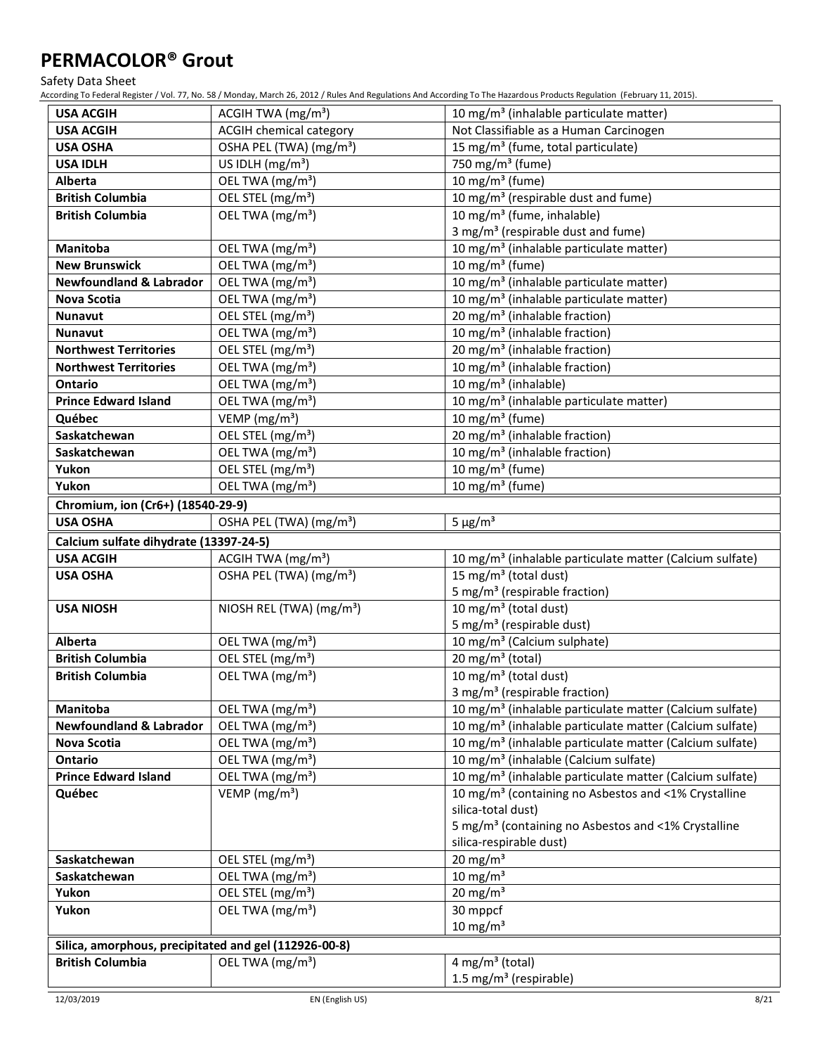# PERMACOLOR® Grout

Safety Data Sheet

According To Federal Register / Vol. 77, No. 58 / Monday, March 26, 2012 / Rules And Regulations And According To The Hazardous Products Regulation (February 11, 2015).

| | | |
|---|---|---|
| **USA ACGIH** | ACGIH TWA (mg/m³) | 10 mg/m³ (inhalable particulate matter) |
| **USA ACGIH** | ACGIH chemical category | Not Classifiable as a Human Carcinogen |
| **USA OSHA** | OSHA PEL (TWA) (mg/m³) | 15 mg/m³ (fume, total particulate) |
| **USA IDLH** | US IDLH (mg/m³) | 750 mg/m³ (fume) |
| **Alberta** | OEL TWA (mg/m³) | 10 mg/m³ (fume) |
| **British Columbia** | OEL STEL (mg/m³) | 10 mg/m³ (respirable dust and fume) |
| **British Columbia** | OEL TWA (mg/m³) | 10 mg/m³ (fume, inhalable)<br>3 mg/m³ (respirable dust and fume) |
| **Manitoba** | OEL TWA (mg/m³) | 10 mg/m³ (inhalable particulate matter) |
| **New Brunswick** | OEL TWA (mg/m³) | 10 mg/m³ (fume) |
| **Newfoundland & Labrador** | OEL TWA (mg/m³) | 10 mg/m³ (inhalable particulate matter) |
| **Nova Scotia** | OEL TWA (mg/m³) | 10 mg/m³ (inhalable particulate matter) |
| **Nunavut** | OEL STEL (mg/m³) | 20 mg/m³ (inhalable fraction) |
| **Nunavut** | OEL TWA (mg/m³) | 10 mg/m³ (inhalable fraction) |
| **Northwest Territories** | OEL STEL (mg/m³) | 20 mg/m³ (inhalable fraction) |
| **Northwest Territories** | OEL TWA (mg/m³) | 10 mg/m³ (inhalable fraction) |
| **Ontario** | OEL TWA (mg/m³) | 10 mg/m³ (inhalable) |
| **Prince Edward Island** | OEL TWA (mg/m³) | 10 mg/m³ (inhalable particulate matter) |
| **Québec** | VEMP (mg/m³) | 10 mg/m³ (fume) |
| **Saskatchewan** | OEL STEL (mg/m³) | 20 mg/m³ (inhalable fraction) |
| **Saskatchewan** | OEL TWA (mg/m³) | 10 mg/m³ (inhalable fraction) |
| **Yukon** | OEL STEL (mg/m³) | 10 mg/m³ (fume) |
| **Yukon** | OEL TWA (mg/m³) | 10 mg/m³ (fume) |
| **Chromium, ion (Cr6+) (18540-29-9)** | | |
| **USA OSHA** | OSHA PEL (TWA) (mg/m³) | 5 µg/m³ |
| **Calcium sulfate dihydrate (13397-24-5)** | | |
| **USA ACGIH** | ACGIH TWA (mg/m³) | 10 mg/m³ (inhalable particulate matter (Calcium sulfate) |
| **USA OSHA** | OSHA PEL (TWA) (mg/m³) | 15 mg/m³ (total dust)<br>5 mg/m³ (respirable fraction) |
| **USA NIOSH** | NIOSH REL (TWA) (mg/m³) | 10 mg/m³ (total dust)<br>5 mg/m³ (respirable dust) |
| **Alberta** | OEL TWA (mg/m³) | 10 mg/m³ (Calcium sulphate) |
| **British Columbia** | OEL STEL (mg/m³) | 20 mg/m³ (total) |
| **British Columbia** | OEL TWA (mg/m³) | 10 mg/m³ (total dust)<br>3 mg/m³ (respirable fraction) |
| **Manitoba** | OEL TWA (mg/m³) | 10 mg/m³ (inhalable particulate matter (Calcium sulfate) |
| **Newfoundland & Labrador** | OEL TWA (mg/m³) | 10 mg/m³ (inhalable particulate matter (Calcium sulfate) |
| **Nova Scotia** | OEL TWA (mg/m³) | 10 mg/m³ (inhalable particulate matter (Calcium sulfate) |
| **Ontario** | OEL TWA (mg/m³) | 10 mg/m³ (inhalable (Calcium sulfate) |
| **Prince Edward Island** | OEL TWA (mg/m³) | 10 mg/m³ (inhalable particulate matter (Calcium sulfate) |
| **Québec** | VEMP (mg/m³) | 10 mg/m³ (containing no Asbestos and <1% Crystalline silica-total dust)<br>5 mg/m³ (containing no Asbestos and <1% Crystalline silica-respirable dust) |
| **Saskatchewan** | OEL STEL (mg/m³) | 20 mg/m³ |
| **Saskatchewan** | OEL TWA (mg/m³) | 10 mg/m³ |
| **Yukon** | OEL STEL (mg/m³) | 20 mg/m³ |
| **Yukon** | OEL TWA (mg/m³) | 30 mppcf<br>10 mg/m³ |
| **Silica, amorphous, precipitated and gel (112926-00-8)** | | |
| **British Columbia** | OEL TWA (mg/m³) | 4 mg/m³ (total)<br>1.5 mg/m³ (respirable) |

12/03/2019 EN (English US)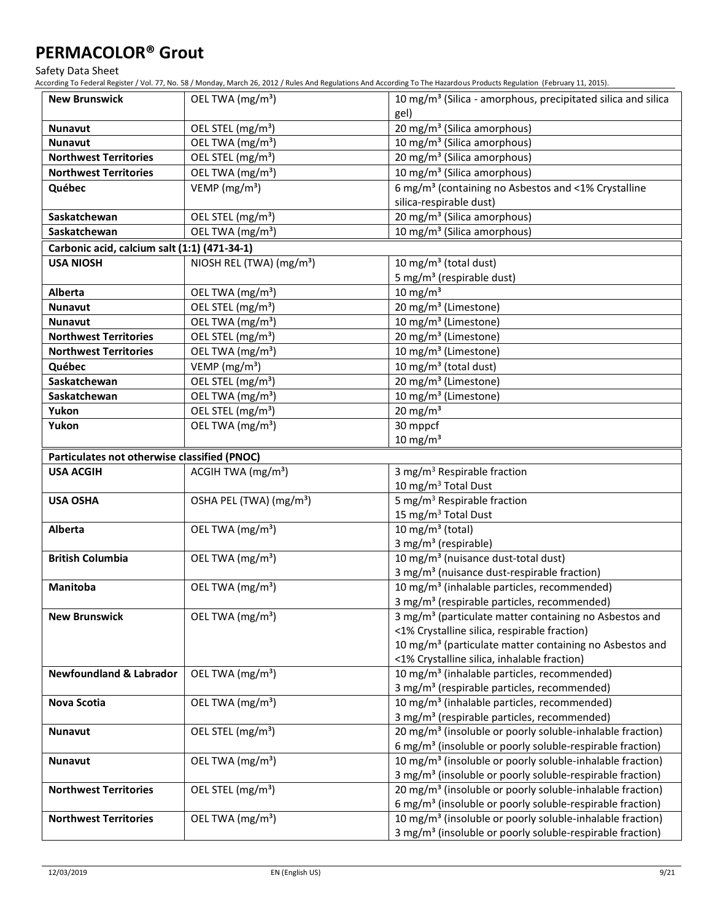| | | |
|---|---|---|
| **New Brunswick** | OEL TWA (mg/m³) | 10 mg/m³ (Silica - amorphous, precipitated silica and silica gel) |
| **Nunavut** | OEL STEL (mg/m³) | 20 mg/m³ (Silica amorphous) |
| **Nunavut** | OEL TWA (mg/m³) | 10 mg/m³ (Silica amorphous) |
| **Northwest Territories** | OEL STEL (mg/m³) | 20 mg/m³ (Silica amorphous) |
| **Northwest Territories** | OEL TWA (mg/m³) | 10 mg/m³ (Silica amorphous) |
| **Québec** | VEMP (mg/m³) | 6 mg/m³ (containing no Asbestos and <1% Crystalline silica-respirable dust) |
| **Saskatchewan** | OEL STEL (mg/m³) | 20 mg/m³ (Silica amorphous) |
| **Saskatchewan** | OEL TWA (mg/m³) | 10 mg/m³ (Silica amorphous) |
| **Carbonic acid, calcium salt (1:1) (471-34-1)** | | |
| **USA NIOSH** | NIOSH REL (TWA) (mg/m³) | 10 mg/m³ (total dust)<br>5 mg/m³ (respirable dust) |
| **Alberta** | OEL TWA (mg/m³) | 10 mg/m³ |
| **Nunavut** | OEL STEL (mg/m³) | 20 mg/m³ (Limestone) |
| **Nunavut** | OEL TWA (mg/m³) | 10 mg/m³ (Limestone) |
| **Northwest Territories** | OEL STEL (mg/m³) | 20 mg/m³ (Limestone) |
| **Northwest Territories** | OEL TWA (mg/m³) | 10 mg/m³ (Limestone) |
| **Québec** | VEMP (mg/m³) | 10 mg/m³ (total dust) |
| **Saskatchewan** | OEL STEL (mg/m³) | 20 mg/m³ (Limestone) |
| **Saskatchewan** | OEL TWA (mg/m³) | 10 mg/m³ (Limestone) |
| **Yukon** | OEL STEL (mg/m³) | 20 mg/m³ |
| **Yukon** | OEL TWA (mg/m³) | 30 mppcf<br>10 mg/m³ |
| **Particulates not otherwise classified (PNOC)** | | |
| **USA ACGIH** | ACGIH TWA (mg/m³) | 3 mg/m³ Respirable fraction<br>10 mg/m³ Total Dust |
| **USA OSHA** | OSHA PEL (TWA) (mg/m³) | 5 mg/m³ Respirable fraction<br>15 mg/m³ Total Dust |
| **Alberta** | OEL TWA (mg/m³) | 10 mg/m³ (total)<br>3 mg/m³ (respirable) |
| **British Columbia** | OEL TWA (mg/m³) | 10 mg/m³ (nuisance dust-total dust)<br>3 mg/m³ (nuisance dust-respirable fraction) |
| **Manitoba** | OEL TWA (mg/m³) | 10 mg/m³ (inhalable particles, recommended)<br>3 mg/m³ (respirable particles, recommended) |
| **New Brunswick** | OEL TWA (mg/m³) | 3 mg/m³ (particulate matter containing no Asbestos and <1% Crystalline silica, respirable fraction)<br>10 mg/m³ (particulate matter containing no Asbestos and <1% Crystalline silica, inhalable fraction) |
| **Newfoundland & Labrador** | OEL TWA (mg/m³) | 10 mg/m³ (inhalable particles, recommended)<br>3 mg/m³ (respirable particles, recommended) |
| **Nova Scotia** | OEL TWA (mg/m³) | 10 mg/m³ (inhalable particles, recommended)<br>3 mg/m³ (respirable particles, recommended) |
| **Nunavut** | OEL STEL (mg/m³) | 20 mg/m³ (insoluble or poorly soluble-inhalable fraction)<br>6 mg/m³ (insoluble or poorly soluble-respirable fraction) |
| **Nunavut** | OEL TWA (mg/m³) | 10 mg/m³ (insoluble or poorly soluble-inhalable fraction)<br>3 mg/m³ (insoluble or poorly soluble-respirable fraction) |
| **Northwest Territories** | OEL STEL (mg/m³) | 20 mg/m³ (insoluble or poorly soluble-inhalable fraction)<br>6 mg/m³ (insoluble or poorly soluble-respirable fraction) |
| **Northwest Territories** | OEL TWA (mg/m³) | 10 mg/m³ (insoluble or poorly soluble-inhalable fraction)<br>3 mg/m³ (insoluble or poorly soluble-respirable fraction) |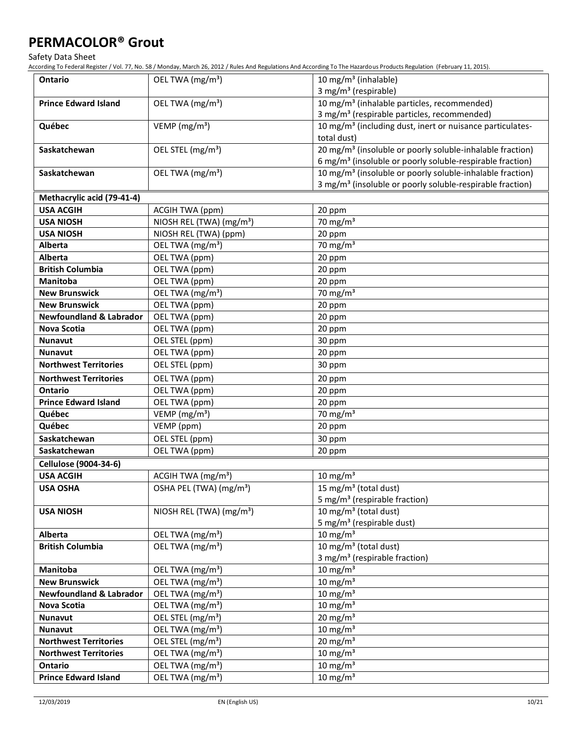| | | |
|---|---|---|
| **Ontario** | OEL TWA (mg/m³) | 10 mg/m³ (inhalable)<br>3 mg/m³ (respirable) |
| **Prince Edward Island** | OEL TWA (mg/m³) | 10 mg/m³ (inhalable particles, recommended)<br>3 mg/m³ (respirable particles, recommended) |
| **Québec** | VEMP (mg/m³) | 10 mg/m³ (including dust, inert or nuisance particulates-total dust) |
| **Saskatchewan** | OEL STEL (mg/m³) | 20 mg/m³ (insoluble or poorly soluble-inhalable fraction)<br>6 mg/m³ (insoluble or poorly soluble-respirable fraction) |
| **Saskatchewan** | OEL TWA (mg/m³) | 10 mg/m³ (insoluble or poorly soluble-inhalable fraction)<br>3 mg/m³ (insoluble or poorly soluble-respirable fraction) |
| **Methacrylic acid (79-41-4)** | | |
| **USA ACGIH** | ACGIH TWA (ppm) | 20 ppm |
| **USA NIOSH** | NIOSH REL (TWA) (mg/m³) | 70 mg/m³ |
| **USA NIOSH** | NIOSH REL (TWA) (ppm) | 20 ppm |
| **Alberta** | OEL TWA (mg/m³) | 70 mg/m³ |
| **Alberta** | OEL TWA (ppm) | 20 ppm |
| **British Columbia** | OEL TWA (ppm) | 20 ppm |
| **Manitoba** | OEL TWA (ppm) | 20 ppm |
| **New Brunswick** | OEL TWA (mg/m³) | 70 mg/m³ |
| **New Brunswick** | OEL TWA (ppm) | 20 ppm |
| **Newfoundland & Labrador** | OEL TWA (ppm) | 20 ppm |
| **Nova Scotia** | OEL TWA (ppm) | 20 ppm |
| **Nunavut** | OEL STEL (ppm) | 30 ppm |
| **Nunavut** | OEL TWA (ppm) | 20 ppm |
| **Northwest Territories** | OEL STEL (ppm) | 30 ppm |
| **Northwest Territories** | OEL TWA (ppm) | 20 ppm |
| **Ontario** | OEL TWA (ppm) | 20 ppm |
| **Prince Edward Island** | OEL TWA (ppm) | 20 ppm |
| **Québec** | VEMP (mg/m³) | 70 mg/m³ |
| **Québec** | VEMP (ppm) | 20 ppm |
| **Saskatchewan** | OEL STEL (ppm) | 30 ppm |
| **Saskatchewan** | OEL TWA (ppm) | 20 ppm |
| **Cellulose (9004-34-6)** | | |
| **USA ACGIH** | ACGIH TWA (mg/m³) | 10 mg/m³ |
| **USA OSHA** | OSHA PEL (TWA) (mg/m³) | 15 mg/m³ (total dust)<br>5 mg/m³ (respirable fraction) |
| **USA NIOSH** | NIOSH REL (TWA) (mg/m³) | 10 mg/m³ (total dust)<br>5 mg/m³ (respirable dust) |
| **Alberta** | OEL TWA (mg/m³) | 10 mg/m³ |
| **British Columbia** | OEL TWA (mg/m³) | 10 mg/m³ (total dust)<br>3 mg/m³ (respirable fraction) |
| **Manitoba** | OEL TWA (mg/m³) | 10 mg/m³ |
| **New Brunswick** | OEL TWA (mg/m³) | 10 mg/m³ |
| **Newfoundland & Labrador** | OEL TWA (mg/m³) | 10 mg/m³ |
| **Nova Scotia** | OEL TWA (mg/m³) | 10 mg/m³ |
| **Nunavut** | OEL STEL (mg/m³) | 20 mg/m³ |
| **Nunavut** | OEL TWA (mg/m³) | 10 mg/m³ |
| **Northwest Territories** | OEL STEL (mg/m³) | 20 mg/m³ |
| **Northwest Territories** | OEL TWA (mg/m³) | 10 mg/m³ |
| **Ontario** | OEL TWA (mg/m³) | 10 mg/m³ |
| **Prince Edward Island** | OEL TWA (mg/m³) | 10 mg/m³ |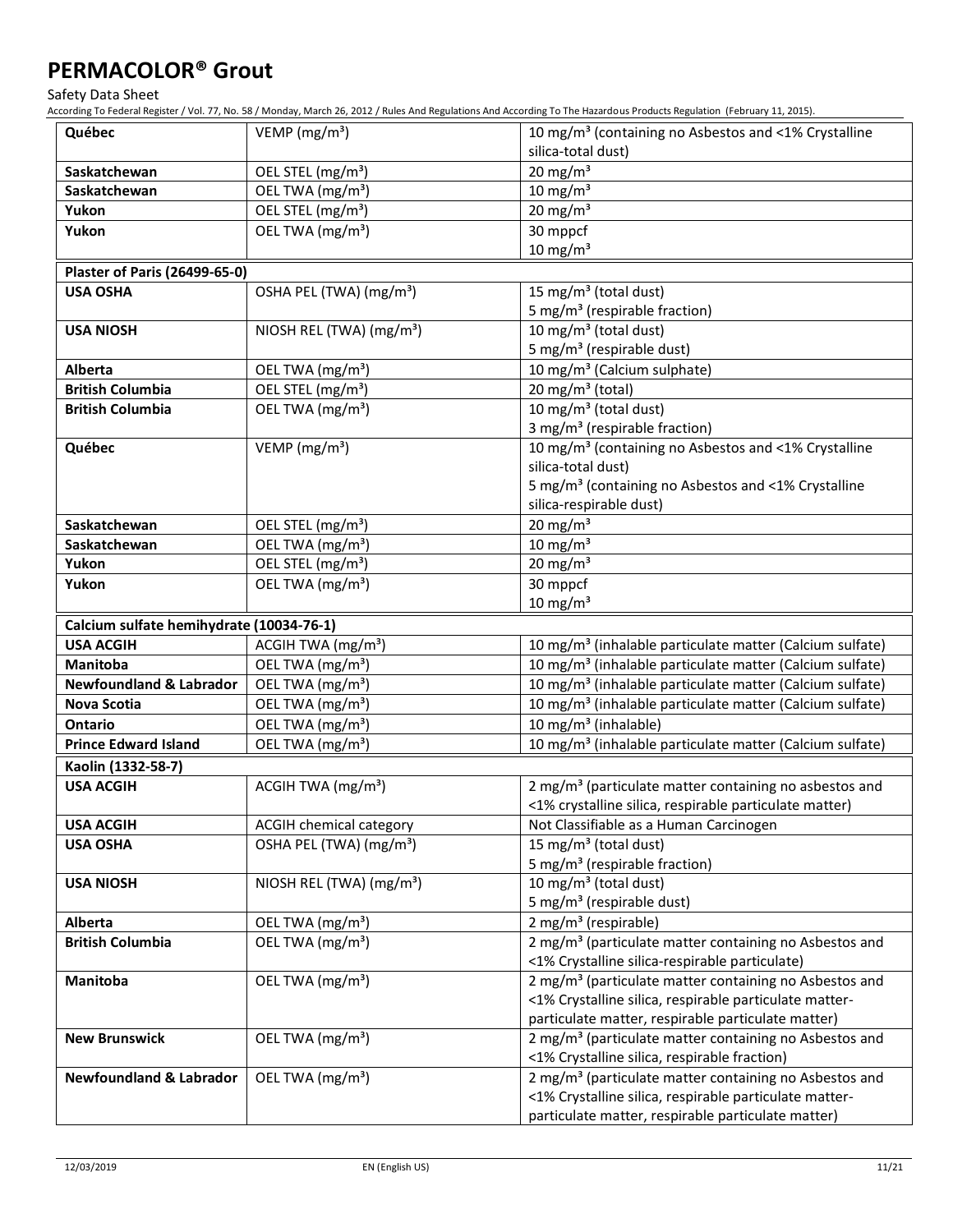| | | |
|---|---|---|
| **Québec** | VEMP (mg/m³) | 10 mg/m³ (containing no Asbestos and <1% Crystalline silica-total dust) |
| **Saskatchewan** | OEL STEL (mg/m³) | 20 mg/m³ |
| **Saskatchewan** | OEL TWA (mg/m³) | 10 mg/m³ |
| **Yukon** | OEL STEL (mg/m³) | 20 mg/m³ |
| **Yukon** | OEL TWA (mg/m³) | 30 mppcf<br>10 mg/m³ |
| **Plaster of Paris (26499-65-0)** | | |
| **USA OSHA** | OSHA PEL (TWA) (mg/m³) | 15 mg/m³ (total dust)<br>5 mg/m³ (respirable fraction) |
| **USA NIOSH** | NIOSH REL (TWA) (mg/m³) | 10 mg/m³ (total dust)<br>5 mg/m³ (respirable dust) |
| **Alberta** | OEL TWA (mg/m³) | 10 mg/m³ (Calcium sulphate) |
| **British Columbia** | OEL STEL (mg/m³) | 20 mg/m³ (total) |
| **British Columbia** | OEL TWA (mg/m³) | 10 mg/m³ (total dust)<br>3 mg/m³ (respirable fraction) |
| **Québec** | VEMP (mg/m³) | 10 mg/m³ (containing no Asbestos and <1% Crystalline silica-total dust)<br>5 mg/m³ (containing no Asbestos and <1% Crystalline silica-respirable dust) |
| **Saskatchewan** | OEL STEL (mg/m³) | 20 mg/m³ |
| **Saskatchewan** | OEL TWA (mg/m³) | 10 mg/m³ |
| **Yukon** | OEL STEL (mg/m³) | 20 mg/m³ |
| **Yukon** | OEL TWA (mg/m³) | 30 mppcf<br>10 mg/m³ |
| **Calcium sulfate hemihydrate (10034-76-1)** | | |
| **USA ACGIH** | ACGIH TWA (mg/m³) | 10 mg/m³ (inhalable particulate matter (Calcium sulfate) |
| **Manitoba** | OEL TWA (mg/m³) | 10 mg/m³ (inhalable particulate matter (Calcium sulfate) |
| **Newfoundland & Labrador** | OEL TWA (mg/m³) | 10 mg/m³ (inhalable particulate matter (Calcium sulfate) |
| **Nova Scotia** | OEL TWA (mg/m³) | 10 mg/m³ (inhalable particulate matter (Calcium sulfate) |
| **Ontario** | OEL TWA (mg/m³) | 10 mg/m³ (inhalable) |
| **Prince Edward Island** | OEL TWA (mg/m³) | 10 mg/m³ (inhalable particulate matter (Calcium sulfate) |
| **Kaolin (1332-58-7)** | | |
| **USA ACGIH** | ACGIH TWA (mg/m³) | 2 mg/m³ (particulate matter containing no asbestos and <1% crystalline silica, respirable particulate matter) |
| **USA ACGIH** | ACGIH chemical category | Not Classifiable as a Human Carcinogen |
| **USA OSHA** | OSHA PEL (TWA) (mg/m³) | 15 mg/m³ (total dust)<br>5 mg/m³ (respirable fraction) |
| **USA NIOSH** | NIOSH REL (TWA) (mg/m³) | 10 mg/m³ (total dust)<br>5 mg/m³ (respirable dust) |
| **Alberta** | OEL TWA (mg/m³) | 2 mg/m³ (respirable) |
| **British Columbia** | OEL TWA (mg/m³) | 2 mg/m³ (particulate matter containing no Asbestos and <1% Crystalline silica-respirable particulate) |
| **Manitoba** | OEL TWA (mg/m³) | 2 mg/m³ (particulate matter containing no Asbestos and <1% Crystalline silica, respirable particulate matter-particulate matter, respirable particulate matter) |
| **New Brunswick** | OEL TWA (mg/m³) | 2 mg/m³ (particulate matter containing no Asbestos and <1% Crystalline silica, respirable fraction) |
| **Newfoundland & Labrador** | OEL TWA (mg/m³) | 2 mg/m³ (particulate matter containing no Asbestos and <1% Crystalline silica, respirable particulate matter-particulate matter, respirable particulate matter) |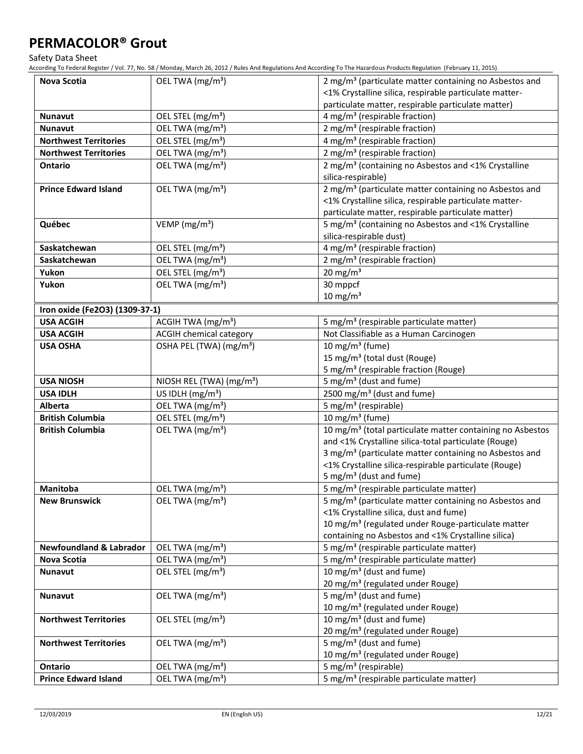# PERMACOLOR® Grout

Safety Data Sheet

According To Federal Register / Vol. 77, No. 58 / Monday, March 26, 2012 / Rules And Regulations And According To The Hazardous Products Regulation (February 11, 2015).

| | | |
|---|---|---|
| **Nova Scotia** | OEL TWA (mg/m³) | 2 mg/m³ (particulate matter containing no Asbestos and <1% Crystalline silica, respirable particulate matter-particulate matter, respirable particulate matter) |
| **Nunavut** | OEL STEL (mg/m³) | 4 mg/m³ (respirable fraction) |
| **Nunavut** | OEL TWA (mg/m³) | 2 mg/m³ (respirable fraction) |
| **Northwest Territories** | OEL STEL (mg/m³) | 4 mg/m³ (respirable fraction) |
| **Northwest Territories** | OEL TWA (mg/m³) | 2 mg/m³ (respirable fraction) |
| **Ontario** | OEL TWA (mg/m³) | 2 mg/m³ (containing no Asbestos and <1% Crystalline silica-respirable) |
| **Prince Edward Island** | OEL TWA (mg/m³) | 2 mg/m³ (particulate matter containing no Asbestos and <1% Crystalline silica, respirable particulate matter-particulate matter, respirable particulate matter) |
| **Québec** | VEMP (mg/m³) | 5 mg/m³ (containing no Asbestos and <1% Crystalline silica-respirable dust) |
| **Saskatchewan** | OEL STEL (mg/m³) | 4 mg/m³ (respirable fraction) |
| **Saskatchewan** | OEL TWA (mg/m³) | 2 mg/m³ (respirable fraction) |
| **Yukon** | OEL STEL (mg/m³) | 20 mg/m³ |
| **Yukon** | OEL TWA (mg/m³) | 30 mppcf<br>10 mg/m³ |
| **Iron oxide ($Fe_2O_3$) (1309-37-1)** | | |
| **USA ACGIH** | ACGIH TWA (mg/m³) | 5 mg/m³ (respirable particulate matter) |
| **USA ACGIH** | ACGIH chemical category | Not Classifiable as a Human Carcinogen |
| **USA OSHA** | OSHA PEL (TWA) (mg/m³) | 10 mg/m³ (fume)<br>15 mg/m³ (total dust (Rouge)<br>5 mg/m³ (respirable fraction (Rouge) |
| **USA NIOSH** | NIOSH REL (TWA) (mg/m³) | 5 mg/m³ (dust and fume) |
| **USA IDLH** | US IDLH (mg/m³) | 2500 mg/m³ (dust and fume) |
| **Alberta** | OEL TWA (mg/m³) | 5 mg/m³ (respirable) |
| **British Columbia** | OEL STEL (mg/m³) | 10 mg/m³ (fume) |
| **British Columbia** | OEL TWA (mg/m³) | 10 mg/m³ (total particulate matter containing no Asbestos and <1% Crystalline silica-total particulate (Rouge)<br>3 mg/m³ (particulate matter containing no Asbestos and <1% Crystalline silica-respirable particulate (Rouge)<br>5 mg/m³ (dust and fume) |
| **Manitoba** | OEL TWA (mg/m³) | 5 mg/m³ (respirable particulate matter) |
| **New Brunswick** | OEL TWA (mg/m³) | 5 mg/m³ (particulate matter containing no Asbestos and <1% Crystalline silica, dust and fume)<br>10 mg/m³ (regulated under Rouge-particulate matter containing no Asbestos and <1% Crystalline silica) |
| **Newfoundland & Labrador** | OEL TWA (mg/m³) | 5 mg/m³ (respirable particulate matter) |
| **Nova Scotia** | OEL TWA (mg/m³) | 5 mg/m³ (respirable particulate matter) |
| **Nunavut** | OEL STEL (mg/m³) | 10 mg/m³ (dust and fume)<br>20 mg/m³ (regulated under Rouge) |
| **Nunavut** | OEL TWA (mg/m³) | 5 mg/m³ (dust and fume)<br>10 mg/m³ (regulated under Rouge) |
| **Northwest Territories** | OEL STEL (mg/m³) | 10 mg/m³ (dust and fume)<br>20 mg/m³ (regulated under Rouge) |
| **Northwest Territories** | OEL TWA (mg/m³) | 5 mg/m³ (dust and fume)<br>10 mg/m³ (regulated under Rouge) |
| **Ontario** | OEL TWA (mg/m³) | 5 mg/m³ (respirable) |
| **Prince Edward Island** | OEL TWA (mg/m³) | 5 mg/m³ (respirable particulate matter) |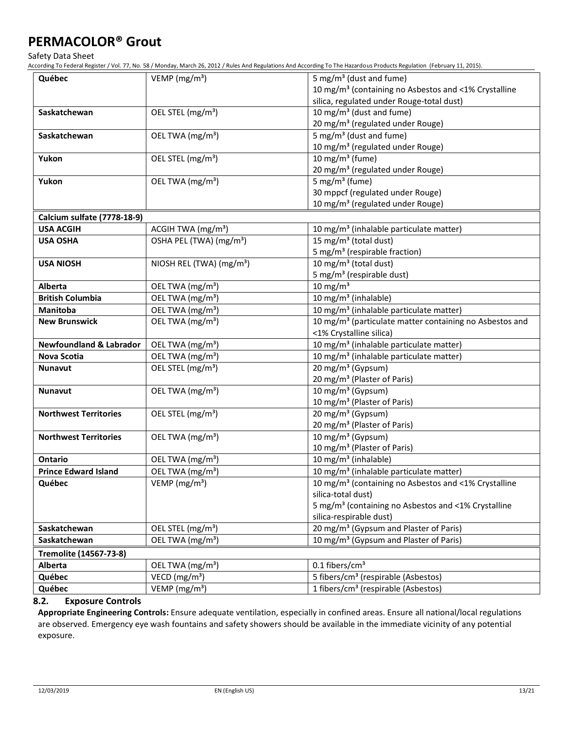| | | |
|---|---|---|
| **Québec** | VEMP (mg/m³) | 5 mg/m³ (dust and fume)<br>10 mg/m³ (containing no Asbestos and <1% Crystalline silica, regulated under Rouge-total dust) |
| **Saskatchewan** | OEL STEL (mg/m³) | 10 mg/m³ (dust and fume)<br>20 mg/m³ (regulated under Rouge) |
| **Saskatchewan** | OEL TWA (mg/m³) | 5 mg/m³ (dust and fume)<br>10 mg/m³ (regulated under Rouge) |
| **Yukon** | OEL STEL (mg/m³) | 10 mg/m³ (fume)<br>20 mg/m³ (regulated under Rouge) |
| **Yukon** | OEL TWA (mg/m³) | 5 mg/m³ (fume)<br>30 mppcf (regulated under Rouge)<br>10 mg/m³ (regulated under Rouge) |
| **Calcium sulfate (7778-18-9)** | | |
| **USA ACGIH** | ACGIH TWA (mg/m³) | 10 mg/m³ (inhalable particulate matter) |
| **USA OSHA** | OSHA PEL (TWA) (mg/m³) | 15 mg/m³ (total dust)<br>5 mg/m³ (respirable fraction) |
| **USA NIOSH** | NIOSH REL (TWA) (mg/m³) | 10 mg/m³ (total dust)<br>5 mg/m³ (respirable dust) |
| **Alberta** | OEL TWA (mg/m³) | 10 mg/m³ |
| **British Columbia** | OEL TWA (mg/m³) | 10 mg/m³ (inhalable) |
| **Manitoba** | OEL TWA (mg/m³) | 10 mg/m³ (inhalable particulate matter) |
| **New Brunswick** | OEL TWA (mg/m³) | 10 mg/m³ (particulate matter containing no Asbestos and <1% Crystalline silica) |
| **Newfoundland & Labrador** | OEL TWA (mg/m³) | 10 mg/m³ (inhalable particulate matter) |
| **Nova Scotia** | OEL TWA (mg/m³) | 10 mg/m³ (inhalable particulate matter) |
| **Nunavut** | OEL STEL (mg/m³) | 20 mg/m³ (Gypsum)<br>20 mg/m³ (Plaster of Paris) |
| **Nunavut** | OEL TWA (mg/m³) | 10 mg/m³ (Gypsum)<br>10 mg/m³ (Plaster of Paris) |
| **Northwest Territories** | OEL STEL (mg/m³) | 20 mg/m³ (Gypsum)<br>20 mg/m³ (Plaster of Paris) |
| **Northwest Territories** | OEL TWA (mg/m³) | 10 mg/m³ (Gypsum)<br>10 mg/m³ (Plaster of Paris) |
| **Ontario** | OEL TWA (mg/m³) | 10 mg/m³ (inhalable) |
| **Prince Edward Island** | OEL TWA (mg/m³) | 10 mg/m³ (inhalable particulate matter) |
| **Québec** | VEMP (mg/m³) | 10 mg/m³ (containing no Asbestos and <1% Crystalline silica-total dust)<br>5 mg/m³ (containing no Asbestos and <1% Crystalline silica-respirable dust) |
| **Saskatchewan** | OEL STEL (mg/m³) | 20 mg/m³ (Gypsum and Plaster of Paris) |
| **Saskatchewan** | OEL TWA (mg/m³) | 10 mg/m³ (Gypsum and Plaster of Paris) |
| **Tremolite (14567-73-8)** | | |
| **Alberta** | OEL TWA (mg/m³) | 0.1 fibers/cm³ |
| **Québec** | VECD (mg/m³) | 5 fibers/cm³ (respirable (Asbestos) |
| **Québec** | VEMP (mg/m³) | 1 fibers/cm³ (respirable (Asbestos) |

### 8.2. Exposure Controls

**Appropriate Engineering Controls:** Ensure adequate ventilation, especially in confined areas. Ensure all national/local regulations are observed. Emergency eye wash fountains and safety showers should be available in the immediate vicinity of any potential exposure.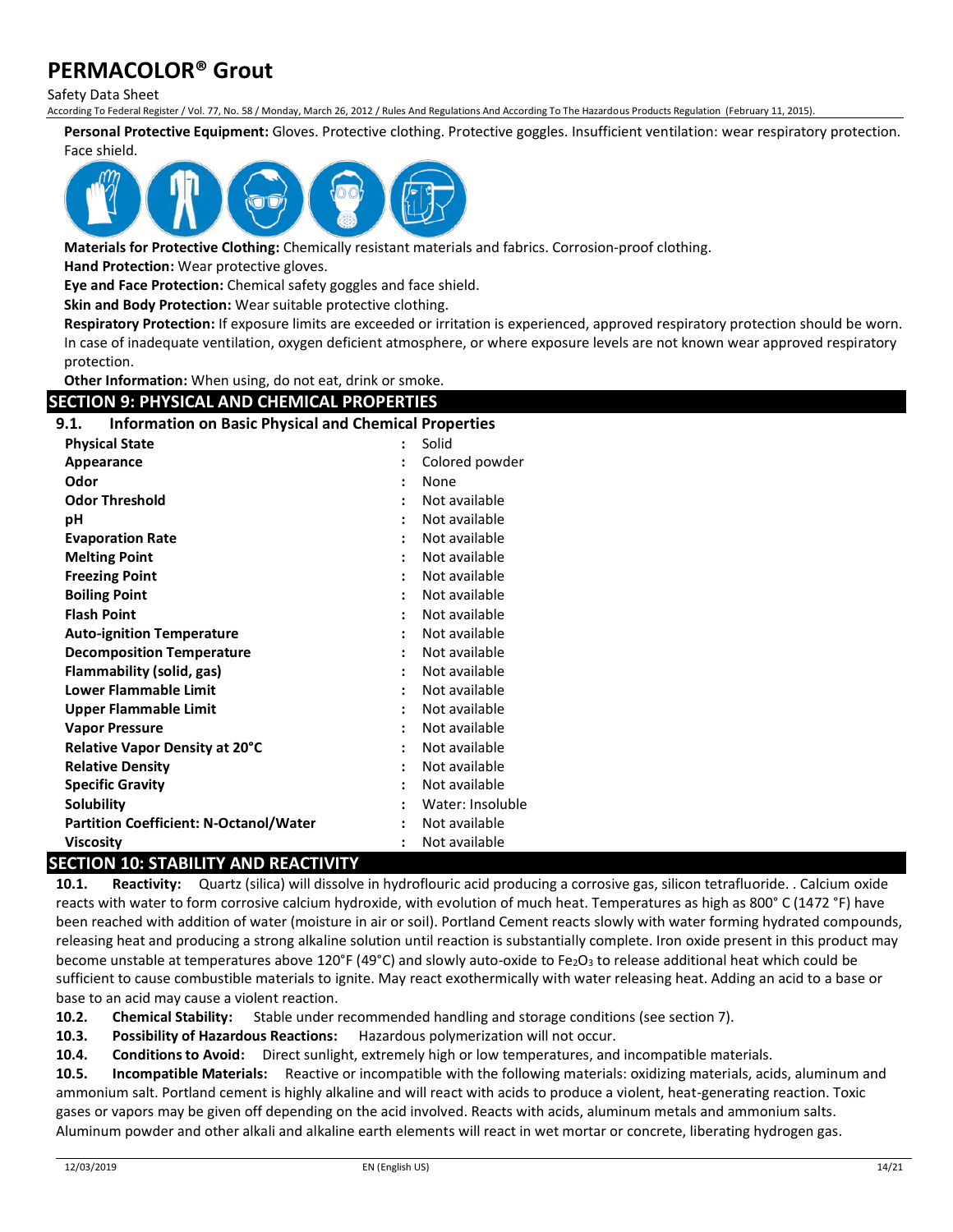**Personal Protective Equipment:** Gloves. Protective clothing. Protective goggles. Insufficient ventilation: wear respiratory protection. Face shield.

**Materials for Protective Clothing:** Chemically resistant materials and fabrics. Corrosion-proof clothing.

**Hand Protection:** Wear protective gloves.

**Eye and Face Protection:** Chemical safety goggles and face shield.

**Skin and Body Protection:** Wear suitable protective clothing.

**Respiratory Protection:** If exposure limits are exceeded or irritation is experienced, approved respiratory protection should be worn. In case of inadequate ventilation, oxygen deficient atmosphere, or where exposure levels are not known wear approved respiratory protection.

**Other Information:** When using, do not eat, drink or smoke.

## SECTION 9: PHYSICAL AND CHEMICAL PROPERTIES

### 9.1. Information on Basic Physical and Chemical Properties

| Property | Value |
|---|---|
| **Physical State** | Solid |
| **Appearance** | Colored powder |
| **Odor** | None |
| **Odor Threshold** | Not available |
| **pH** | Not available |
| **Evaporation Rate** | Not available |
| **Melting Point** | Not available |
| **Freezing Point** | Not available |
| **Boiling Point** | Not available |
| **Flash Point** | Not available |
| **Auto-ignition Temperature** | Not available |
| **Decomposition Temperature** | Not available |
| **Flammability (solid, gas)** | Not available |
| **Lower Flammable Limit** | Not available |
| **Upper Flammable Limit** | Not available |
| **Vapor Pressure** | Not available |
| **Relative Vapor Density at 20°C** | Not available |
| **Relative Density** | Not available |
| **Specific Gravity** | Not available |
| **Solubility** | Water: Insoluble |
| **Partition Coefficient: N-Octanol/Water** | Not available |
| **Viscosity** | Not available |

## SECTION 10: STABILITY AND REACTIVITY

**10.1. Reactivity:** Quartz (silica) will dissolve in hydroflouric acid producing a corrosive gas, silicon tetrafluoride. . Calcium oxide reacts with water to form corrosive calcium hydroxide, with evolution of much heat. Temperatures as high as 800° C (1472 °F) have been reached with addition of water (moisture in air or soil). Portland Cement reacts slowly with water forming hydrated compounds, releasing heat and producing a strong alkaline solution until reaction is substantially complete. Iron oxide present in this product may become unstable at temperatures above 120°F (49°C) and slowly auto-oxide to $Fe_2O_3$ to release additional heat which could be sufficient to cause combustible materials to ignite. May react exothermically with water releasing heat. Adding an acid to a base or base to an acid may cause a violent reaction.

**10.2. Chemical Stability:** Stable under recommended handling and storage conditions (see section 7).

**10.3. Possibility of Hazardous Reactions:** Hazardous polymerization will not occur.

**10.4. Conditions to Avoid:** Direct sunlight, extremely high or low temperatures, and incompatible materials.

**10.5. Incompatible Materials:** Reactive or incompatible with the following materials: oxidizing materials, acids, aluminum and ammonium salt. Portland cement is highly alkaline and will react with acids to produce a violent, heat-generating reaction. Toxic gases or vapors may be given off depending on the acid involved. Reacts with acids, aluminum metals and ammonium salts. Aluminum powder and other alkali and alkaline earth elements will react in wet mortar or concrete, liberating hydrogen gas.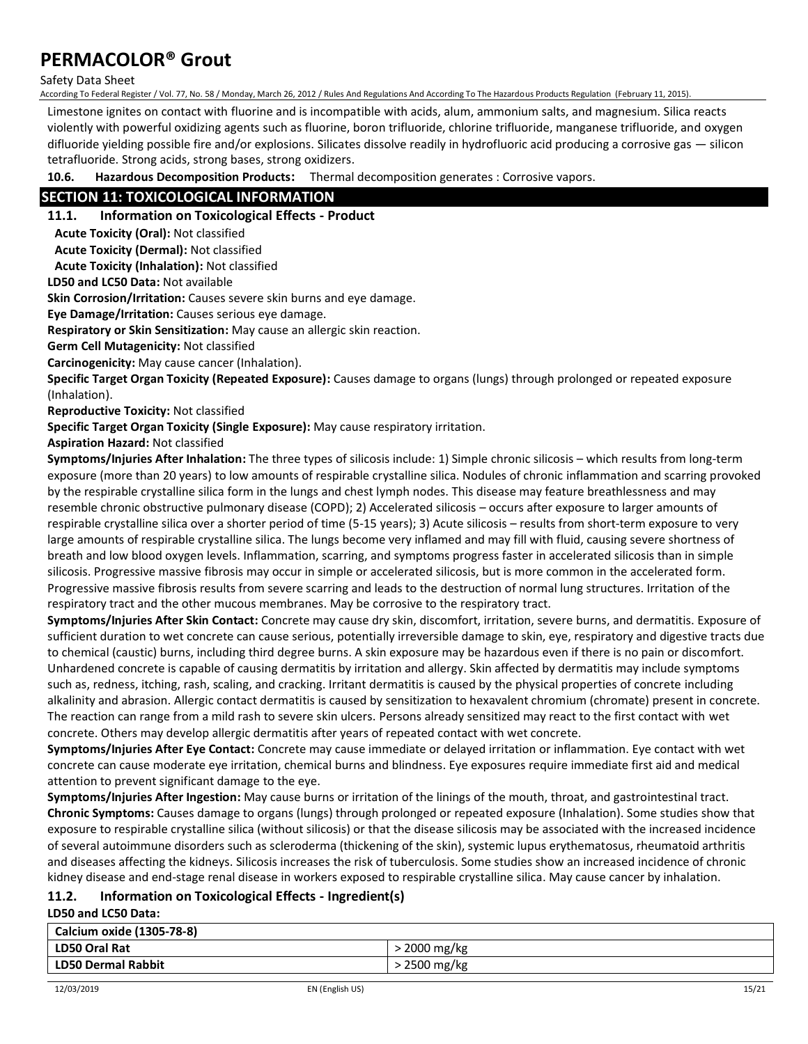Limestone ignites on contact with fluorine and is incompatible with acids, alum, ammonium salts, and magnesium. Silica reacts violently with powerful oxidizing agents such as fluorine, boron trifluoride, chlorine trifluoride, manganese trifluoride, and oxygen difluoride yielding possible fire and/or explosions. Silicates dissolve readily in hydrofluoric acid producing a corrosive gas — silicon tetrafluoride. Strong acids, strong bases, strong oxidizers.

**10.6. Hazardous Decomposition Products:** Thermal decomposition generates : Corrosive vapors.

## SECTION 11: TOXICOLOGICAL INFORMATION

### 11.1. Information on Toxicological Effects - Product

**Acute Toxicity (Oral):** Not classified

**Acute Toxicity (Dermal):** Not classified

**Acute Toxicity (Inhalation):** Not classified

**LD50 and LC50 Data:** Not available

**Skin Corrosion/Irritation:** Causes severe skin burns and eye damage.

**Eye Damage/Irritation:** Causes serious eye damage.

**Respiratory or Skin Sensitization:** May cause an allergic skin reaction.

**Germ Cell Mutagenicity:** Not classified

**Carcinogenicity:** May cause cancer (Inhalation).

**Specific Target Organ Toxicity (Repeated Exposure):** Causes damage to organs (lungs) through prolonged or repeated exposure (Inhalation).

**Reproductive Toxicity:** Not classified

**Specific Target Organ Toxicity (Single Exposure):** May cause respiratory irritation.

**Aspiration Hazard:** Not classified

**Symptoms/Injuries After Inhalation:** The three types of silicosis include: 1) Simple chronic silicosis – which results from long-term exposure (more than 20 years) to low amounts of respirable crystalline silica. Nodules of chronic inflammation and scarring provoked by the respirable crystalline silica form in the lungs and chest lymph nodes. This disease may feature breathlessness and may resemble chronic obstructive pulmonary disease (COPD); 2) Accelerated silicosis – occurs after exposure to larger amounts of respirable crystalline silica over a shorter period of time (5-15 years); 3) Acute silicosis – results from short-term exposure to very large amounts of respirable crystalline silica. The lungs become very inflamed and may fill with fluid, causing severe shortness of breath and low blood oxygen levels. Inflammation, scarring, and symptoms progress faster in accelerated silicosis than in simple silicosis. Progressive massive fibrosis may occur in simple or accelerated silicosis, but is more common in the accelerated form. Progressive massive fibrosis results from severe scarring and leads to the destruction of normal lung structures. Irritation of the respiratory tract and the other mucous membranes. May be corrosive to the respiratory tract.

**Symptoms/Injuries After Skin Contact:** Concrete may cause dry skin, discomfort, irritation, severe burns, and dermatitis. Exposure of sufficient duration to wet concrete can cause serious, potentially irreversible damage to skin, eye, respiratory and digestive tracts due to chemical (caustic) burns, including third degree burns. A skin exposure may be hazardous even if there is no pain or discomfort. Unhardened concrete is capable of causing dermatitis by irritation and allergy. Skin affected by dermatitis may include symptoms such as, redness, itching, rash, scaling, and cracking. Irritant dermatitis is caused by the physical properties of concrete including alkalinity and abrasion. Allergic contact dermatitis is caused by sensitization to hexavalent chromium (chromate) present in concrete. The reaction can range from a mild rash to severe skin ulcers. Persons already sensitized may react to the first contact with wet concrete. Others may develop allergic dermatitis after years of repeated contact with wet concrete.

**Symptoms/Injuries After Eye Contact:** Concrete may cause immediate or delayed irritation or inflammation. Eye contact with wet concrete can cause moderate eye irritation, chemical burns and blindness. Eye exposures require immediate first aid and medical attention to prevent significant damage to the eye.

**Symptoms/Injuries After Ingestion:** May cause burns or irritation of the linings of the mouth, throat, and gastrointestinal tract.

**Chronic Symptoms:** Causes damage to organs (lungs) through prolonged or repeated exposure (Inhalation). Some studies show that exposure to respirable crystalline silica (without silicosis) or that the disease silicosis may be associated with the increased incidence of several autoimmune disorders such as scleroderma (thickening of the skin), systemic lupus erythematosus, rheumatoid arthritis and diseases affecting the kidneys. Silicosis increases the risk of tuberculosis. Some studies show an increased incidence of chronic kidney disease and end-stage renal disease in workers exposed to respirable crystalline silica. May cause cancer by inhalation.

### 11.2. Information on Toxicological Effects - Ingredient(s)

**LD50 and LC50 Data:**

| Calcium oxide (1305-78-8) | |
|---|---|
| **LD50 Oral Rat** | > 2000 mg/kg |
| **LD50 Dermal Rabbit** | > 2500 mg/kg |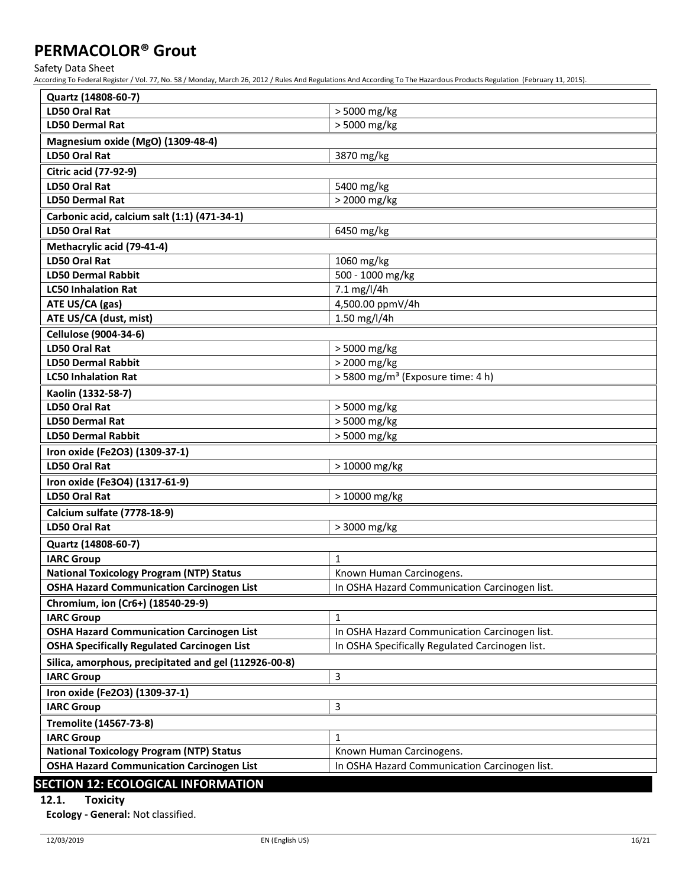| Quartz (14808-60-7) | |
|---|---|
| LD50 Oral Rat | > 5000 mg/kg |
| LD50 Dermal Rat | > 5000 mg/kg |

| Magnesium oxide (MgO) (1309-48-4) | |
|---|---|
| LD50 Oral Rat | 3870 mg/kg |

| Citric acid (77-92-9) | |
|---|---|
| LD50 Oral Rat | 5400 mg/kg |
| LD50 Dermal Rat | > 2000 mg/kg |

| Carbonic acid, calcium salt (1:1) (471-34-1) | |
|---|---|
| LD50 Oral Rat | 6450 mg/kg |

| Methacrylic acid (79-41-4) | |
|---|---|
| LD50 Oral Rat | 1060 mg/kg |
| LD50 Dermal Rabbit | 500 - 1000 mg/kg |
| LC50 Inhalation Rat | 7.1 mg/l/4h |
| ATE US/CA (gas) | 4,500.00 ppmV/4h |
| ATE US/CA (dust, mist) | 1.50 mg/l/4h |

| Cellulose (9004-34-6) | |
|---|---|
| LD50 Oral Rat | > 5000 mg/kg |
| LD50 Dermal Rabbit | > 2000 mg/kg |
| LC50 Inhalation Rat | > 5800 mg/m³ (Exposure time: 4 h) |

| Kaolin (1332-58-7) | |
|---|---|
| LD50 Oral Rat | > 5000 mg/kg |
| LD50 Dermal Rat | > 5000 mg/kg |
| LD50 Dermal Rabbit | > 5000 mg/kg |

| Iron oxide (Fe2O3) (1309-37-1) | |
|---|---|
| LD50 Oral Rat | > 10000 mg/kg |

| Iron oxide (Fe3O4) (1317-61-9) | |
|---|---|
| LD50 Oral Rat | > 10000 mg/kg |

| Calcium sulfate (7778-18-9) | |
|---|---|
| LD50 Oral Rat | > 3000 mg/kg |

| Quartz (14808-60-7) | |
|---|---|
| IARC Group | 1 |
| National Toxicology Program (NTP) Status | Known Human Carcinogens. |
| OSHA Hazard Communication Carcinogen List | In OSHA Hazard Communication Carcinogen list. |

| Chromium, ion (Cr6+) (18540-29-9) | |
|---|---|
| IARC Group | 1 |
| OSHA Hazard Communication Carcinogen List | In OSHA Hazard Communication Carcinogen list. |
| OSHA Specifically Regulated Carcinogen List | In OSHA Specifically Regulated Carcinogen list. |

| Silica, amorphous, precipitated and gel (112926-00-8) | |
|---|---|
| IARC Group | 3 |

| Iron oxide (Fe2O3) (1309-37-1) | |
|---|---|
| IARC Group | 3 |

| Tremolite (14567-73-8) | |
|---|---|
| IARC Group | 1 |
| National Toxicology Program (NTP) Status | Known Human Carcinogens. |
| OSHA Hazard Communication Carcinogen List | In OSHA Hazard Communication Carcinogen list. |

## SECTION 12: ECOLOGICAL INFORMATION

### 12.1. Toxicity

**Ecology - General:** Not classified.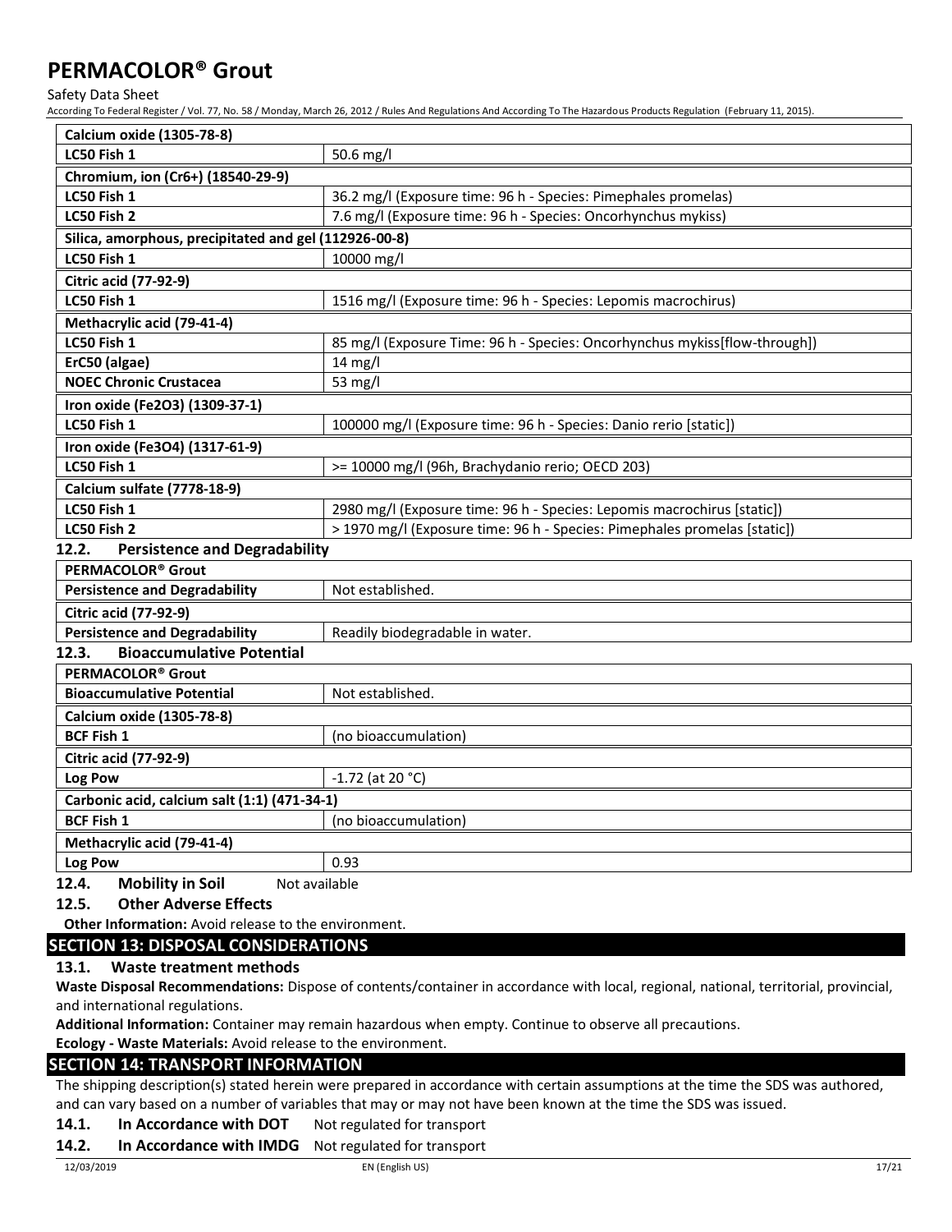| Calcium oxide (1305-78-8) | |
|---|---|
| LC50 Fish 1 | 50.6 mg/l |
| **Chromium, ion (Cr6+) (18540-29-9)** | |
| LC50 Fish 1 | 36.2 mg/l (Exposure time: 96 h - Species: Pimephales promelas) |
| LC50 Fish 2 | 7.6 mg/l (Exposure time: 96 h - Species: Oncorhynchus mykiss) |
| **Silica, amorphous, precipitated and gel (112926-00-8)** | |
| LC50 Fish 1 | 10000 mg/l |
| **Citric acid (77-92-9)** | |
| LC50 Fish 1 | 1516 mg/l (Exposure time: 96 h - Species: Lepomis macrochirus) |
| **Methacrylic acid (79-41-4)** | |
| LC50 Fish 1 | 85 mg/l (Exposure Time: 96 h - Species: Oncorhynchus mykiss[flow-through]) |
| ErC50 (algae) | 14 mg/l |
| NOEC Chronic Crustacea | 53 mg/l |
| **Iron oxide (Fe2O3) (1309-37-1)** | |
| LC50 Fish 1 | 100000 mg/l (Exposure time: 96 h - Species: Danio rerio [static]) |
| **Iron oxide (Fe3O4) (1317-61-9)** | |
| LC50 Fish 1 | >= 10000 mg/l (96h, Brachydanio rerio; OECD 203) |
| **Calcium sulfate (7778-18-9)** | |
| LC50 Fish 1 | 2980 mg/l (Exposure time: 96 h - Species: Lepomis macrochirus [static]) |
| LC50 Fish 2 | > 1970 mg/l (Exposure time: 96 h - Species: Pimephales promelas [static]) |

### 12.2. Persistence and Degradability

| PERMACOLOR® Grout | |
|---|---|
| Persistence and Degradability | Not established. |
| **Citric acid (77-92-9)** | |
| Persistence and Degradability | Readily biodegradable in water. |

### 12.3. Bioaccumulative Potential

| PERMACOLOR® Grout | |
|---|---|
| Bioaccumulative Potential | Not established. |
| **Calcium oxide (1305-78-8)** | |
| BCF Fish 1 | (no bioaccumulation) |
| **Citric acid (77-92-9)** | |
| Log Pow | -1.72 (at 20 °C) |
| **Carbonic acid, calcium salt (1:1) (471-34-1)** | |
| BCF Fish 1 | (no bioaccumulation) |
| **Methacrylic acid (79-41-4)** | |
| Log Pow | 0.93 |

### 12.4. Mobility in Soil

Not available

### 12.5. Other Adverse Effects

**Other Information:** Avoid release to the environment.

## SECTION 13: DISPOSAL CONSIDERATIONS

### 13.1. Waste treatment methods

**Waste Disposal Recommendations:** Dispose of contents/container in accordance with local, regional, national, territorial, provincial, and international regulations.

**Additional Information:** Container may remain hazardous when empty. Continue to observe all precautions.

**Ecology - Waste Materials:** Avoid release to the environment.

## SECTION 14: TRANSPORT INFORMATION

The shipping description(s) stated herein were prepared in accordance with certain assumptions at the time the SDS was authored, and can vary based on a number of variables that may or may not have been known at the time the SDS was issued.

**14.1. In Accordance with DOT** Not regulated for transport

**14.2. In Accordance with IMDG** Not regulated for transport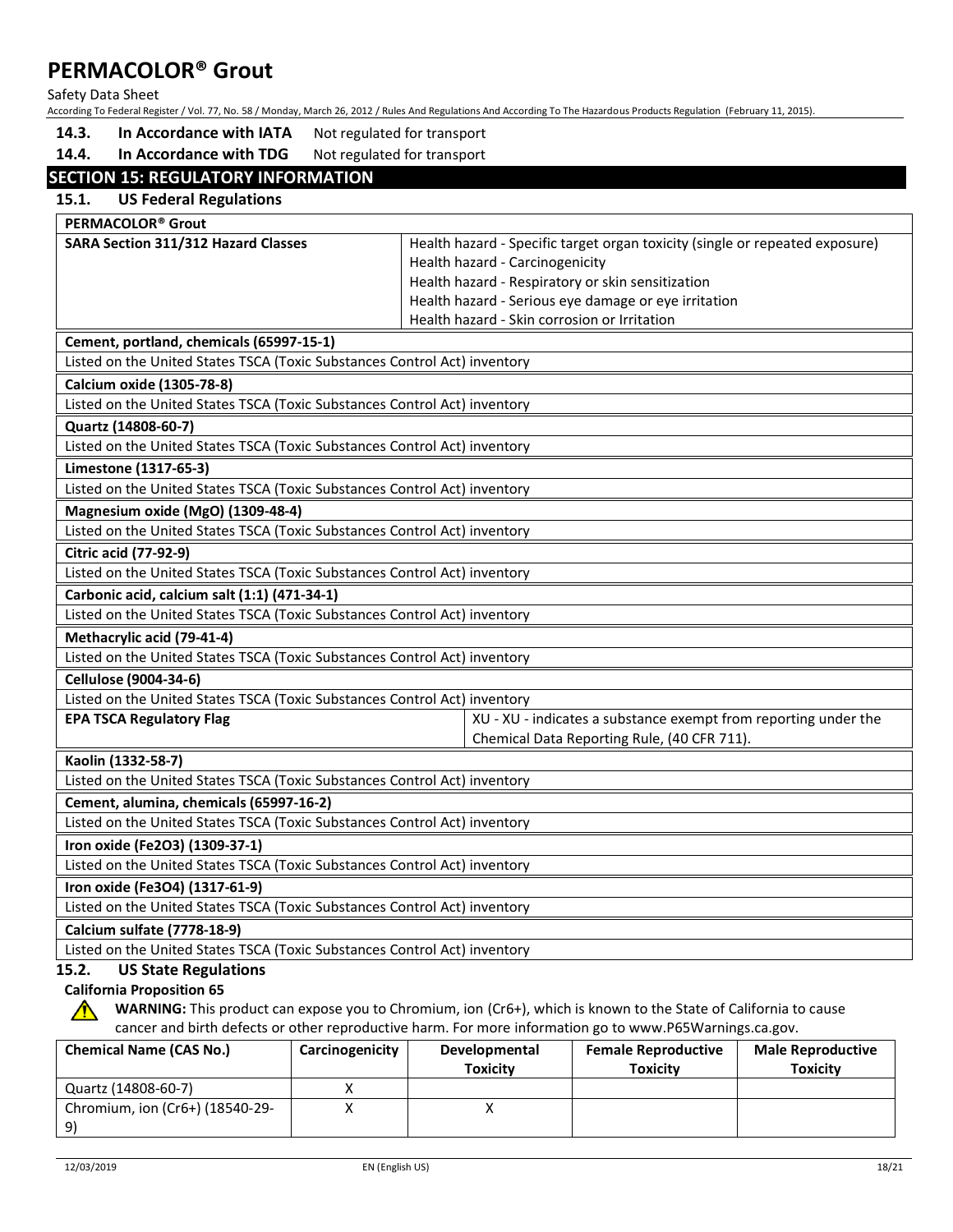**14.3. In Accordance with IATA** Not regulated for transport

**14.4. In Accordance with TDG** Not regulated for transport

## SECTION 15: REGULATORY INFORMATION

### 15.1. US Federal Regulations

| PERMACOLOR® Grout | |
|---|---|
| **SARA Section 311/312 Hazard Classes** | Health hazard - Specific target organ toxicity (single or repeated exposure)<br>Health hazard - Carcinogenicity<br>Health hazard - Respiratory or skin sensitization<br>Health hazard - Serious eye damage or eye irritation<br>Health hazard - Skin corrosion or Irritation |

| Cement, portland, chemicals (65997-15-1) |
|---|
| Listed on the United States TSCA (Toxic Substances Control Act) inventory |

| Calcium oxide (1305-78-8) |
|---|
| Listed on the United States TSCA (Toxic Substances Control Act) inventory |

| Quartz (14808-60-7) |
|---|
| Listed on the United States TSCA (Toxic Substances Control Act) inventory |

| Limestone (1317-65-3) |
|---|
| Listed on the United States TSCA (Toxic Substances Control Act) inventory |

| Magnesium oxide (MgO) (1309-48-4) |
|---|
| Listed on the United States TSCA (Toxic Substances Control Act) inventory |

| Citric acid (77-92-9) |
|---|
| Listed on the United States TSCA (Toxic Substances Control Act) inventory |

| Carbonic acid, calcium salt (1:1) (471-34-1) |
|---|
| Listed on the United States TSCA (Toxic Substances Control Act) inventory |

| Methacrylic acid (79-41-4) |
|---|
| Listed on the United States TSCA (Toxic Substances Control Act) inventory |

| Cellulose (9004-34-6) | |
|---|---|
| Listed on the United States TSCA (Toxic Substances Control Act) inventory | |
| **EPA TSCA Regulatory Flag** | XU - XU - indicates a substance exempt from reporting under the Chemical Data Reporting Rule, (40 CFR 711). |

| Kaolin (1332-58-7) |
|---|
| Listed on the United States TSCA (Toxic Substances Control Act) inventory |

| Cement, alumina, chemicals (65997-16-2) |
|---|
| Listed on the United States TSCA (Toxic Substances Control Act) inventory |

| Iron oxide ($Fe_2O_3$) (1309-37-1) |
|---|
| Listed on the United States TSCA (Toxic Substances Control Act) inventory |

| Iron oxide ($Fe_3O_4$) (1317-61-9) |
|---|
| Listed on the United States TSCA (Toxic Substances Control Act) inventory |

| Calcium sulfate (7778-18-9) |
|---|
| Listed on the United States TSCA (Toxic Substances Control Act) inventory |

### 15.2. US State Regulations

**California Proposition 65**

**WARNING:** This product can expose you to Chromium, ion (Cr6+), which is known to the State of California to cause cancer and birth defects or other reproductive harm. For more information go to www.P65Warnings.ca.gov.

| Chemical Name (CAS No.) | Carcinogenicity | Developmental Toxicity | Female Reproductive Toxicity | Male Reproductive Toxicity |
|---|---|---|---|---|
| Quartz (14808-60-7) | X | | | |
| Chromium, ion (Cr6+) (18540-29-9) | X | X | | |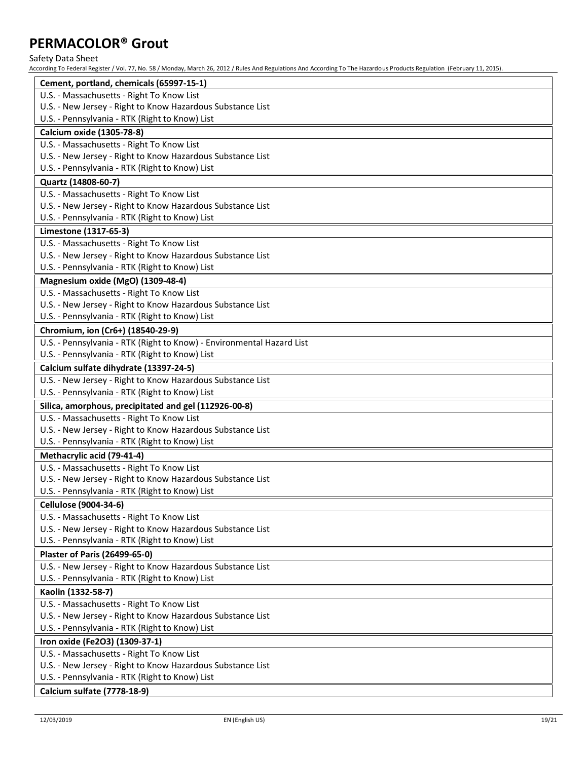| Cement, portland, chemicals (65997-15-1) |
|---|
| U.S. - Massachusetts - Right To Know List |
| U.S. - New Jersey - Right to Know Hazardous Substance List |
| U.S. - Pennsylvania - RTK (Right to Know) List |

| Calcium oxide (1305-78-8) |
|---|
| U.S. - Massachusetts - Right To Know List |
| U.S. - New Jersey - Right to Know Hazardous Substance List |
| U.S. - Pennsylvania - RTK (Right to Know) List |

| Quartz (14808-60-7) |
|---|
| U.S. - Massachusetts - Right To Know List |
| U.S. - New Jersey - Right to Know Hazardous Substance List |
| U.S. - Pennsylvania - RTK (Right to Know) List |

| Limestone (1317-65-3) |
|---|
| U.S. - Massachusetts - Right To Know List |
| U.S. - New Jersey - Right to Know Hazardous Substance List |
| U.S. - Pennsylvania - RTK (Right to Know) List |

| Magnesium oxide (MgO) (1309-48-4) |
|---|
| U.S. - Massachusetts - Right To Know List |
| U.S. - New Jersey - Right to Know Hazardous Substance List |
| U.S. - Pennsylvania - RTK (Right to Know) List |

| Chromium, ion (Cr6+) (18540-29-9) |
|---|
| U.S. - Pennsylvania - RTK (Right to Know) - Environmental Hazard List |
| U.S. - Pennsylvania - RTK (Right to Know) List |

| Calcium sulfate dihydrate (13397-24-5) |
|---|
| U.S. - New Jersey - Right to Know Hazardous Substance List |
| U.S. - Pennsylvania - RTK (Right to Know) List |

| Silica, amorphous, precipitated and gel (112926-00-8) |
|---|
| U.S. - Massachusetts - Right To Know List |
| U.S. - New Jersey - Right to Know Hazardous Substance List |
| U.S. - Pennsylvania - RTK (Right to Know) List |

| Methacrylic acid (79-41-4) |
|---|
| U.S. - Massachusetts - Right To Know List |
| U.S. - New Jersey - Right to Know Hazardous Substance List |
| U.S. - Pennsylvania - RTK (Right to Know) List |

| Cellulose (9004-34-6) |
|---|
| U.S. - Massachusetts - Right To Know List |
| U.S. - New Jersey - Right to Know Hazardous Substance List |
| U.S. - Pennsylvania - RTK (Right to Know) List |

| Plaster of Paris (26499-65-0) |
|---|
| U.S. - New Jersey - Right to Know Hazardous Substance List |
| U.S. - Pennsylvania - RTK (Right to Know) List |

| Kaolin (1332-58-7) |
|---|
| U.S. - Massachusetts - Right To Know List |
| U.S. - New Jersey - Right to Know Hazardous Substance List |
| U.S. - Pennsylvania - RTK (Right to Know) List |

| Iron oxide (Fe2O3) (1309-37-1) |
|---|
| U.S. - Massachusetts - Right To Know List |
| U.S. - New Jersey - Right to Know Hazardous Substance List |
| U.S. - Pennsylvania - RTK (Right to Know) List |

| Calcium sulfate (7778-18-9) |
|---|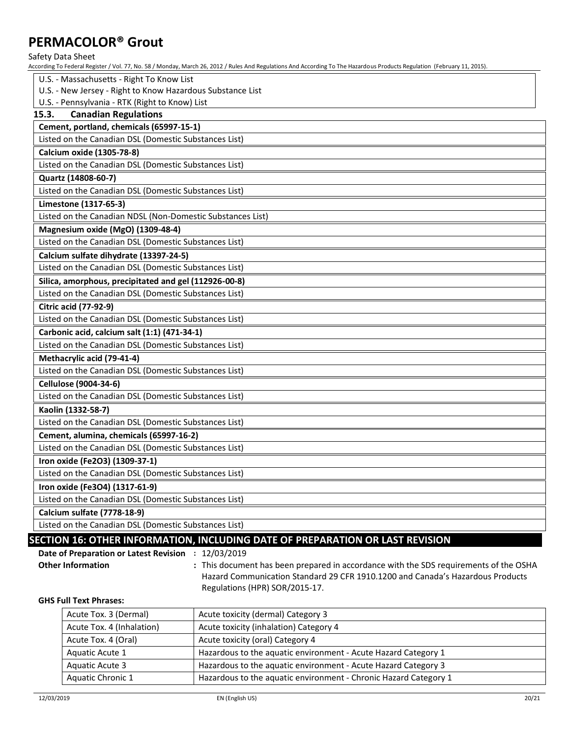U.S. - Massachusetts - Right To Know List
U.S. - New Jersey - Right to Know Hazardous Substance List
U.S. - Pennsylvania - RTK (Right to Know) List

### 15.3. Canadian Regulations

| **Cement, portland, chemicals (65997-15-1)** |
|---|
| Listed on the Canadian DSL (Domestic Substances List) |

| **Calcium oxide (1305-78-8)** |
|---|
| Listed on the Canadian DSL (Domestic Substances List) |

| **Quartz (14808-60-7)** |
|---|
| Listed on the Canadian DSL (Domestic Substances List) |

| **Limestone (1317-65-3)** |
|---|
| Listed on the Canadian NDSL (Non-Domestic Substances List) |

| **Magnesium oxide (MgO) (1309-48-4)** |
|---|
| Listed on the Canadian DSL (Domestic Substances List) |

| **Calcium sulfate dihydrate (13397-24-5)** |
|---|
| Listed on the Canadian DSL (Domestic Substances List) |

| **Silica, amorphous, precipitated and gel (112926-00-8)** |
|---|
| Listed on the Canadian DSL (Domestic Substances List) |

| **Citric acid (77-92-9)** |
|---|
| Listed on the Canadian DSL (Domestic Substances List) |

| **Carbonic acid, calcium salt (1:1) (471-34-1)** |
|---|
| Listed on the Canadian DSL (Domestic Substances List) |

| **Methacrylic acid (79-41-4)** |
|---|
| Listed on the Canadian DSL (Domestic Substances List) |

| **Cellulose (9004-34-6)** |
|---|
| Listed on the Canadian DSL (Domestic Substances List) |

| **Kaolin (1332-58-7)** |
|---|
| Listed on the Canadian DSL (Domestic Substances List) |

| **Cement, alumina, chemicals (65997-16-2)** |
|---|
| Listed on the Canadian DSL (Domestic Substances List) |

| **Iron oxide ($Fe_2O_3$) (1309-37-1)** |
|---|
| Listed on the Canadian DSL (Domestic Substances List) |

| **Iron oxide ($Fe_3O_4$) (1317-61-9)** |
|---|
| Listed on the Canadian DSL (Domestic Substances List) |

| **Calcium sulfate (7778-18-9)** |
|---|
| Listed on the Canadian DSL (Domestic Substances List) |

## SECTION 16: OTHER INFORMATION, INCLUDING DATE OF PREPARATION OR LAST REVISION

**Date of Preparation or Latest Revision** : 12/03/2019

**Other Information** : This document has been prepared in accordance with the SDS requirements of the OSHA Hazard Communication Standard 29 CFR 1910.1200 and Canada's Hazardous Products Regulations (HPR) SOR/2015-17.

**GHS Full Text Phrases:**

| | |
|---|---|
| Acute Tox. 3 (Dermal) | Acute toxicity (dermal) Category 3 |
| Acute Tox. 4 (Inhalation) | Acute toxicity (inhalation) Category 4 |
| Acute Tox. 4 (Oral) | Acute toxicity (oral) Category 4 |
| Aquatic Acute 1 | Hazardous to the aquatic environment - Acute Hazard Category 1 |
| Aquatic Acute 3 | Hazardous to the aquatic environment - Acute Hazard Category 3 |
| Aquatic Chronic 1 | Hazardous to the aquatic environment - Chronic Hazard Category 1 |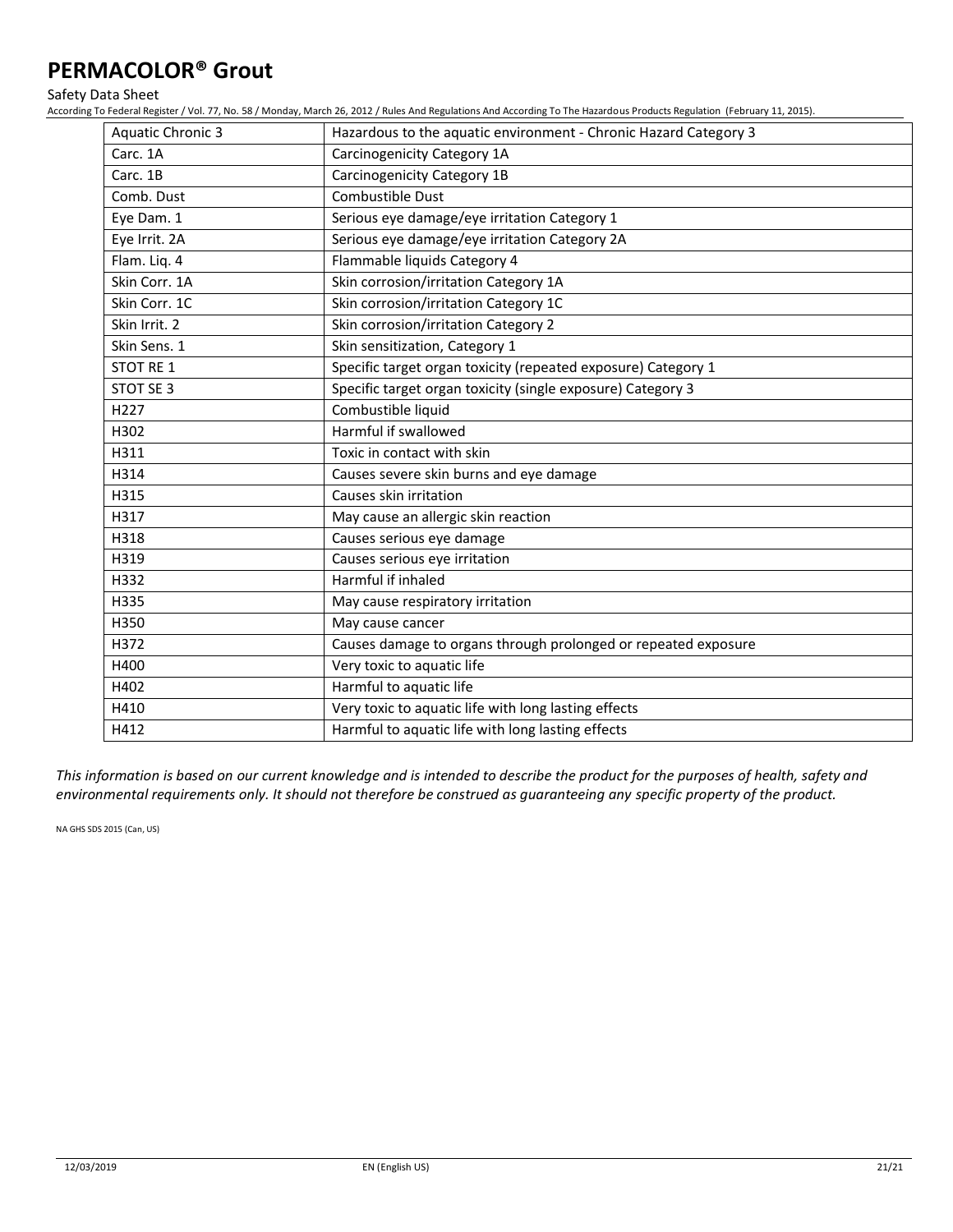| | |
|---|---|
| Aquatic Chronic 3 | Hazardous to the aquatic environment - Chronic Hazard Category 3 |
| Carc. 1A | Carcinogenicity Category 1A |
| Carc. 1B | Carcinogenicity Category 1B |
| Comb. Dust | Combustible Dust |
| Eye Dam. 1 | Serious eye damage/eye irritation Category 1 |
| Eye Irrit. 2A | Serious eye damage/eye irritation Category 2A |
| Flam. Liq. 4 | Flammable liquids Category 4 |
| Skin Corr. 1A | Skin corrosion/irritation Category 1A |
| Skin Corr. 1C | Skin corrosion/irritation Category 1C |
| Skin Irrit. 2 | Skin corrosion/irritation Category 2 |
| Skin Sens. 1 | Skin sensitization, Category 1 |
| STOT RE 1 | Specific target organ toxicity (repeated exposure) Category 1 |
| STOT SE 3 | Specific target organ toxicity (single exposure) Category 3 |
| H227 | Combustible liquid |
| H302 | Harmful if swallowed |
| H311 | Toxic in contact with skin |
| H314 | Causes severe skin burns and eye damage |
| H315 | Causes skin irritation |
| H317 | May cause an allergic skin reaction |
| H318 | Causes serious eye damage |
| H319 | Causes serious eye irritation |
| H332 | Harmful if inhaled |
| H335 | May cause respiratory irritation |
| H350 | May cause cancer |
| H372 | Causes damage to organs through prolonged or repeated exposure |
| H400 | Very toxic to aquatic life |
| H402 | Harmful to aquatic life |
| H410 | Very toxic to aquatic life with long lasting effects |
| H412 | Harmful to aquatic life with long lasting effects |

*This information is based on our current knowledge and is intended to describe the product for the purposes of health, safety and environmental requirements only. It should not therefore be construed as guaranteeing any specific property of the product.*

NA GHS SDS 2015 (Can, US)